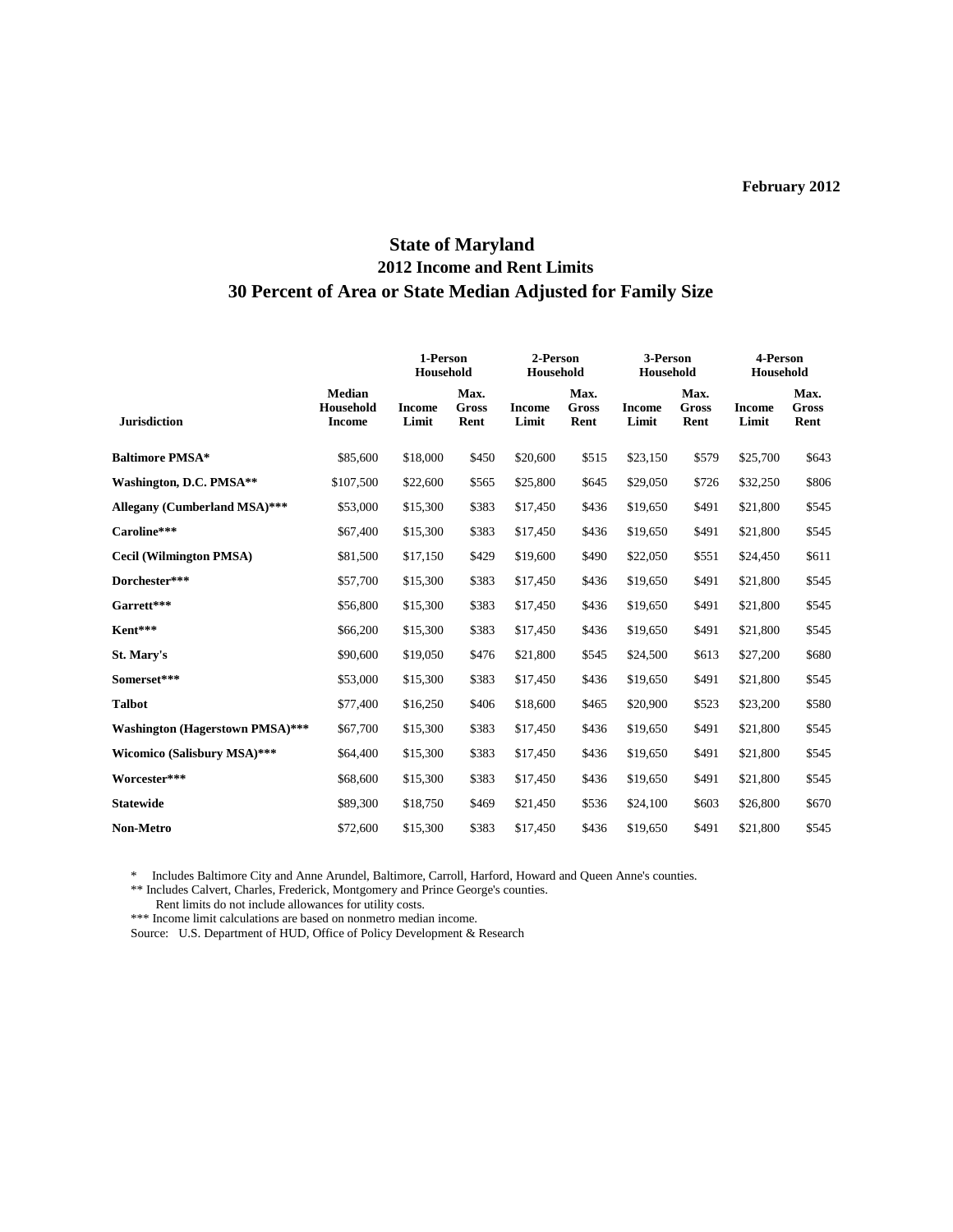February 2012

# State of Maryland

## 2012 Income and Rent Limits

## 30 Percent of Area or State Median Adjusted for Family Size

| Jurisdiction | Median Household Income | 1-Person Household Income Limit | 1-Person Household Max. Gross Rent | 2-Person Household Income Limit | 2-Person Household Max. Gross Rent | 3-Person Household Income Limit | 3-Person Household Max. Gross Rent | 4-Person Household Income Limit | 4-Person Household Max. Gross Rent |
|---|---|---|---|---|---|---|---|---|---|
| **Baltimore PMSA*** | $85,600 | $18,000 | $450 | $20,600 | $515 | $23,150 | $579 | $25,700 | $643 |
| **Washington, D.C. PMSA**** | $107,500 | $22,600 | $565 | $25,800 | $645 | $29,050 | $726 | $32,250 | $806 |
| **Allegany (Cumberland MSA)***** | $53,000 | $15,300 | $383 | $17,450 | $436 | $19,650 | $491 | $21,800 | $545 |
| **Caroline***** | $67,400 | $15,300 | $383 | $17,450 | $436 | $19,650 | $491 | $21,800 | $545 |
| **Cecil (Wilmington PMSA)** | $81,500 | $17,150 | $429 | $19,600 | $490 | $22,050 | $551 | $24,450 | $611 |
| **Dorchester***** | $57,700 | $15,300 | $383 | $17,450 | $436 | $19,650 | $491 | $21,800 | $545 |
| **Garrett***** | $56,800 | $15,300 | $383 | $17,450 | $436 | $19,650 | $491 | $21,800 | $545 |
| **Kent***** | $66,200 | $15,300 | $383 | $17,450 | $436 | $19,650 | $491 | $21,800 | $545 |
| **St. Mary's** | $90,600 | $19,050 | $476 | $21,800 | $545 | $24,500 | $613 | $27,200 | $680 |
| **Somerset***** | $53,000 | $15,300 | $383 | $17,450 | $436 | $19,650 | $491 | $21,800 | $545 |
| **Talbot** | $77,400 | $16,250 | $406 | $18,600 | $465 | $20,900 | $523 | $23,200 | $580 |
| **Washington (Hagerstown PMSA)***** | $67,700 | $15,300 | $383 | $17,450 | $436 | $19,650 | $491 | $21,800 | $545 |
| **Wicomico (Salisbury MSA)***** | $64,400 | $15,300 | $383 | $17,450 | $436 | $19,650 | $491 | $21,800 | $545 |
| **Worcester***** | $68,600 | $15,300 | $383 | $17,450 | $436 | $19,650 | $491 | $21,800 | $545 |
| **Statewide** | $89,300 | $18,750 | $469 | $21,450 | $536 | $24,100 | $603 | $26,800 | $670 |
| **Non-Metro** | $72,600 | $15,300 | $383 | $17,450 | $436 | $19,650 | $491 | $21,800 | $545 |

\* Includes Baltimore City and Anne Arundel, Baltimore, Carroll, Harford, Howard and Queen Anne's counties.

** Includes Calvert, Charles, Frederick, Montgomery and Prince George's counties.

Rent limits do not include allowances for utility costs.

*** Income limit calculations are based on nonmetro median income.

Source: U.S. Department of HUD, Office of Policy Development & Research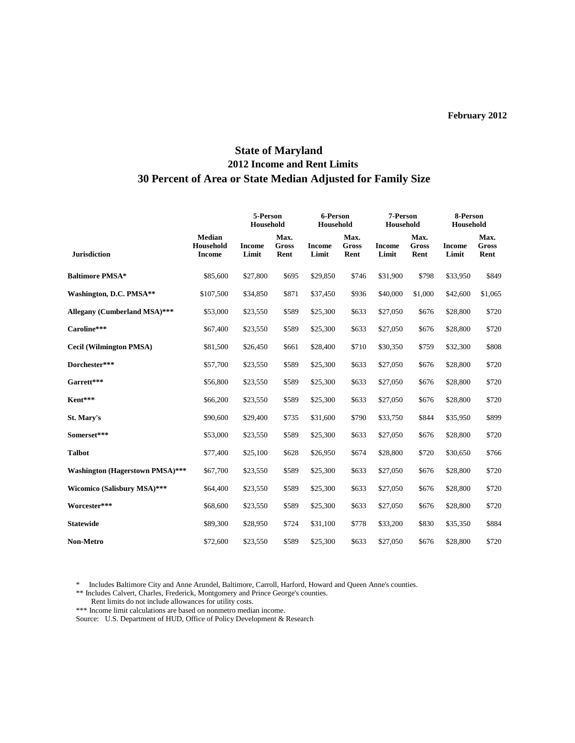February 2012

# State of Maryland
## 2012 Income and Rent Limits
## 30 Percent of Area or State Median Adjusted for Family Size

| Jurisdiction | Median Household Income | 5-Person Household | | 6-Person Household | | 7-Person Household | | 8-Person Household | |
|---|---|---|---|---|---|---|---|---|---|
| | | Income Limit | Max. Gross Rent | Income Limit | Max. Gross Rent | Income Limit | Max. Gross Rent | Income Limit | Max. Gross Rent |
| **Baltimore PMSA*** | $85,600 | $27,800 | $695 | $29,850 | $746 | $31,900 | $798 | $33,950 | $849 |
| **Washington, D.C. PMSA**** | $107,500 | $34,850 | $871 | $37,450 | $936 | $40,000 | $1,000 | $42,600 | $1,065 |
| **Allegany (Cumberland MSA)***** | $53,000 | $23,550 | $589 | $25,300 | $633 | $27,050 | $676 | $28,800 | $720 |
| **Caroline***** | $67,400 | $23,550 | $589 | $25,300 | $633 | $27,050 | $676 | $28,800 | $720 |
| **Cecil (Wilmington PMSA)** | $81,500 | $26,450 | $661 | $28,400 | $710 | $30,350 | $759 | $32,300 | $808 |
| **Dorchester***** | $57,700 | $23,550 | $589 | $25,300 | $633 | $27,050 | $676 | $28,800 | $720 |
| **Garrett***** | $56,800 | $23,550 | $589 | $25,300 | $633 | $27,050 | $676 | $28,800 | $720 |
| **Kent***** | $66,200 | $23,550 | $589 | $25,300 | $633 | $27,050 | $676 | $28,800 | $720 |
| **St. Mary's** | $90,600 | $29,400 | $735 | $31,600 | $790 | $33,750 | $844 | $35,950 | $899 |
| **Somerset***** | $53,000 | $23,550 | $589 | $25,300 | $633 | $27,050 | $676 | $28,800 | $720 |
| **Talbot** | $77,400 | $25,100 | $628 | $26,950 | $674 | $28,800 | $720 | $30,650 | $766 |
| **Washington (Hagerstown PMSA)***** | $67,700 | $23,550 | $589 | $25,300 | $633 | $27,050 | $676 | $28,800 | $720 |
| **Wicomico (Salisbury MSA)***** | $64,400 | $23,550 | $589 | $25,300 | $633 | $27,050 | $676 | $28,800 | $720 |
| **Worcester***** | $68,600 | $23,550 | $589 | $25,300 | $633 | $27,050 | $676 | $28,800 | $720 |
| **Statewide** | $89,300 | $28,950 | $724 | $31,100 | $778 | $33,200 | $830 | $35,350 | $884 |
| **Non-Metro** | $72,600 | $23,550 | $589 | $25,300 | $633 | $27,050 | $676 | $28,800 | $720 |

\* Includes Baltimore City and Anne Arundel, Baltimore, Carroll, Harford, Howard and Queen Anne's counties.

** Includes Calvert, Charles, Frederick, Montgomery and Prince George's counties.

Rent limits do not include allowances for utility costs.

*** Income limit calculations are based on nonmetro median income.

Source: U.S. Department of HUD, Office of Policy Development & Research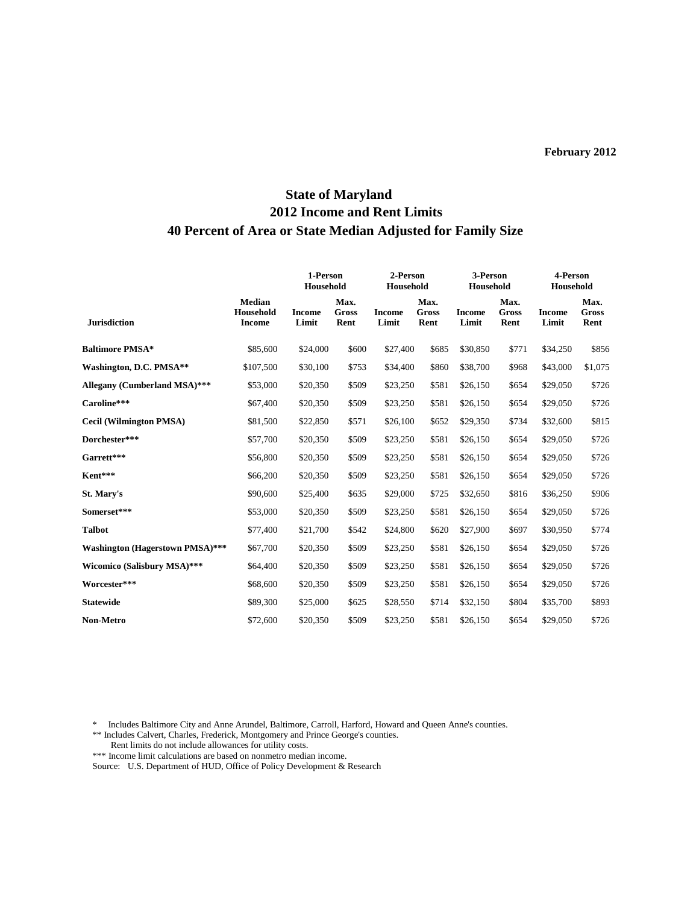February 2012

# State of Maryland
## 2012 Income and Rent Limits
## 40 Percent of Area or State Median Adjusted for Family Size

| Jurisdiction | Median Household Income | 1-Person Household Income Limit | 1-Person Household Max. Gross Rent | 2-Person Household Income Limit | 2-Person Household Max. Gross Rent | 3-Person Household Income Limit | 3-Person Household Max. Gross Rent | 4-Person Household Income Limit | 4-Person Household Max. Gross Rent |
|---|---|---|---|---|---|---|---|---|---|
| **Baltimore PMSA*** | $85,600 | $24,000 | $600 | $27,400 | $685 | $30,850 | $771 | $34,250 | $856 |
| **Washington, D.C. PMSA**** | $107,500 | $30,100 | $753 | $34,400 | $860 | $38,700 | $968 | $43,000 | $1,075 |
| **Allegany (Cumberland MSA)***** | $53,000 | $20,350 | $509 | $23,250 | $581 | $26,150 | $654 | $29,050 | $726 |
| **Caroline***** | $67,400 | $20,350 | $509 | $23,250 | $581 | $26,150 | $654 | $29,050 | $726 |
| **Cecil (Wilmington PMSA)** | $81,500 | $22,850 | $571 | $26,100 | $652 | $29,350 | $734 | $32,600 | $815 |
| **Dorchester***** | $57,700 | $20,350 | $509 | $23,250 | $581 | $26,150 | $654 | $29,050 | $726 |
| **Garrett***** | $56,800 | $20,350 | $509 | $23,250 | $581 | $26,150 | $654 | $29,050 | $726 |
| **Kent***** | $66,200 | $20,350 | $509 | $23,250 | $581 | $26,150 | $654 | $29,050 | $726 |
| **St. Mary's** | $90,600 | $25,400 | $635 | $29,000 | $725 | $32,650 | $816 | $36,250 | $906 |
| **Somerset***** | $53,000 | $20,350 | $509 | $23,250 | $581 | $26,150 | $654 | $29,050 | $726 |
| **Talbot** | $77,400 | $21,700 | $542 | $24,800 | $620 | $27,900 | $697 | $30,950 | $774 |
| **Washington (Hagerstown PMSA)***** | $67,700 | $20,350 | $509 | $23,250 | $581 | $26,150 | $654 | $29,050 | $726 |
| **Wicomico (Salisbury MSA)***** | $64,400 | $20,350 | $509 | $23,250 | $581 | $26,150 | $654 | $29,050 | $726 |
| **Worcester***** | $68,600 | $20,350 | $509 | $23,250 | $581 | $26,150 | $654 | $29,050 | $726 |
| **Statewide** | $89,300 | $25,000 | $625 | $28,550 | $714 | $32,150 | $804 | $35,700 | $893 |
| **Non-Metro** | $72,600 | $20,350 | $509 | $23,250 | $581 | $26,150 | $654 | $29,050 | $726 |

\* Includes Baltimore City and Anne Arundel, Baltimore, Carroll, Harford, Howard and Queen Anne's counties.
** Includes Calvert, Charles, Frederick, Montgomery and Prince George's counties.
Rent limits do not include allowances for utility costs.
*** Income limit calculations are based on nonmetro median income.
Source: U.S. Department of HUD, Office of Policy Development & Research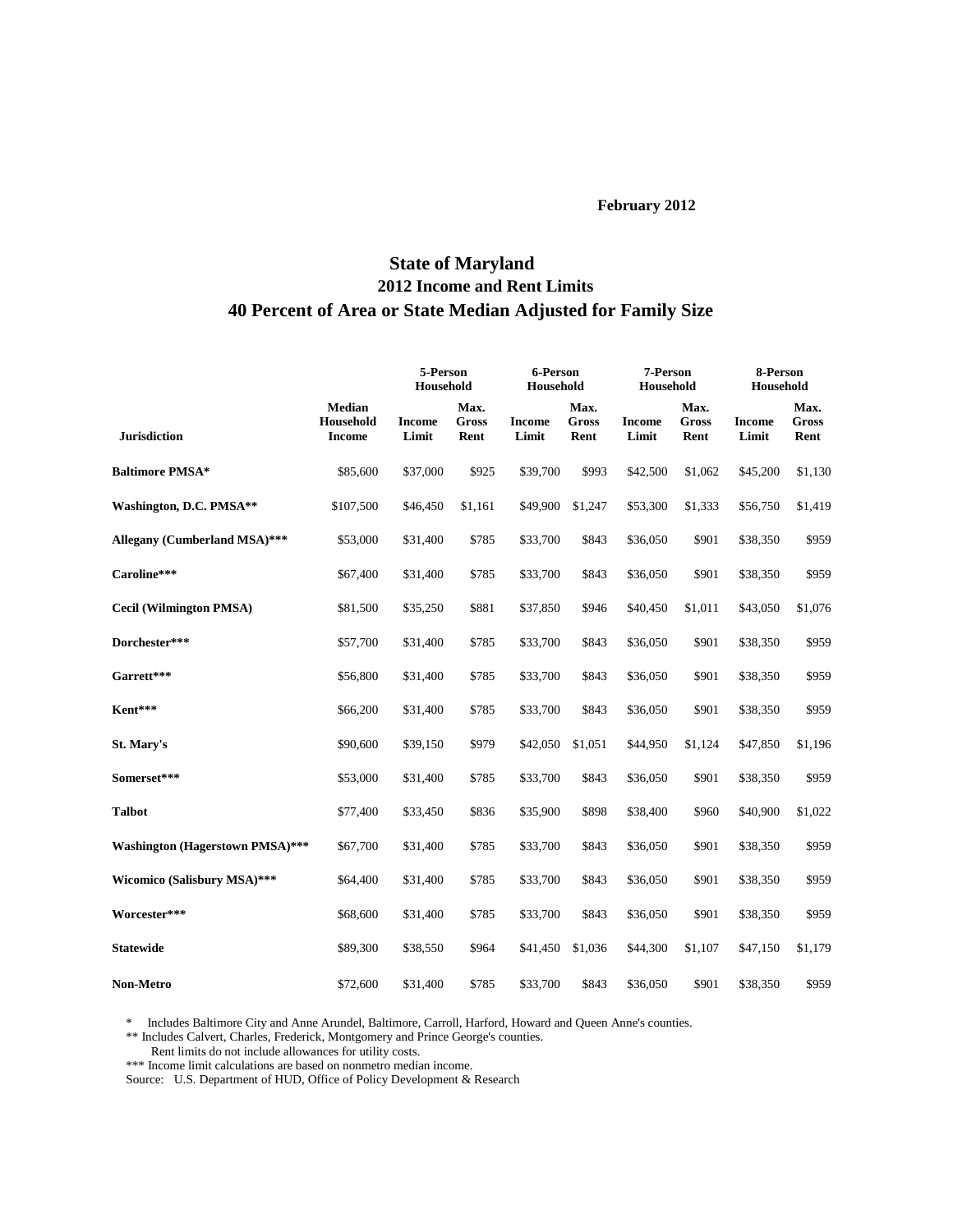February 2012

# State of Maryland
## 2012 Income and Rent Limits
## 40 Percent of Area or State Median Adjusted for Family Size

| Jurisdiction | Median Household Income | 5-Person Household Income Limit | 5-Person Household Max. Gross Rent | 6-Person Household Income Limit | 6-Person Household Max. Gross Rent | 7-Person Household Income Limit | 7-Person Household Max. Gross Rent | 8-Person Household Income Limit | 8-Person Household Max. Gross Rent |
|---|---|---|---|---|---|---|---|---|---|
| **Baltimore PMSA*** | $85,600 | $37,000 | $925 | $39,700 | $993 | $42,500 | $1,062 | $45,200 | $1,130 |
| **Washington, D.C. PMSA**** | $107,500 | $46,450 | $1,161 | $49,900 | $1,247 | $53,300 | $1,333 | $56,750 | $1,419 |
| **Allegany (Cumberland MSA)***** | $53,000 | $31,400 | $785 | $33,700 | $843 | $36,050 | $901 | $38,350 | $959 |
| **Caroline***** | $67,400 | $31,400 | $785 | $33,700 | $843 | $36,050 | $901 | $38,350 | $959 |
| **Cecil (Wilmington PMSA)** | $81,500 | $35,250 | $881 | $37,850 | $946 | $40,450 | $1,011 | $43,050 | $1,076 |
| **Dorchester***** | $57,700 | $31,400 | $785 | $33,700 | $843 | $36,050 | $901 | $38,350 | $959 |
| **Garrett***** | $56,800 | $31,400 | $785 | $33,700 | $843 | $36,050 | $901 | $38,350 | $959 |
| **Kent***** | $66,200 | $31,400 | $785 | $33,700 | $843 | $36,050 | $901 | $38,350 | $959 |
| **St. Mary's** | $90,600 | $39,150 | $979 | $42,050 | $1,051 | $44,950 | $1,124 | $47,850 | $1,196 |
| **Somerset***** | $53,000 | $31,400 | $785 | $33,700 | $843 | $36,050 | $901 | $38,350 | $959 |
| **Talbot** | $77,400 | $33,450 | $836 | $35,900 | $898 | $38,400 | $960 | $40,900 | $1,022 |
| **Washington (Hagerstown PMSA)***** | $67,700 | $31,400 | $785 | $33,700 | $843 | $36,050 | $901 | $38,350 | $959 |
| **Wicomico (Salisbury MSA)***** | $64,400 | $31,400 | $785 | $33,700 | $843 | $36,050 | $901 | $38,350 | $959 |
| **Worcester***** | $68,600 | $31,400 | $785 | $33,700 | $843 | $36,050 | $901 | $38,350 | $959 |
| **Statewide** | $89,300 | $38,550 | $964 | $41,450 | $1,036 | $44,300 | $1,107 | $47,150 | $1,179 |
| **Non-Metro** | $72,600 | $31,400 | $785 | $33,700 | $843 | $36,050 | $901 | $38,350 | $959 |

\* Includes Baltimore City and Anne Arundel, Baltimore, Carroll, Harford, Howard and Queen Anne's counties.

** Includes Calvert, Charles, Frederick, Montgomery and Prince George's counties.

Rent limits do not include allowances for utility costs.

*** Income limit calculations are based on nonmetro median income.

Source: U.S. Department of HUD, Office of Policy Development & Research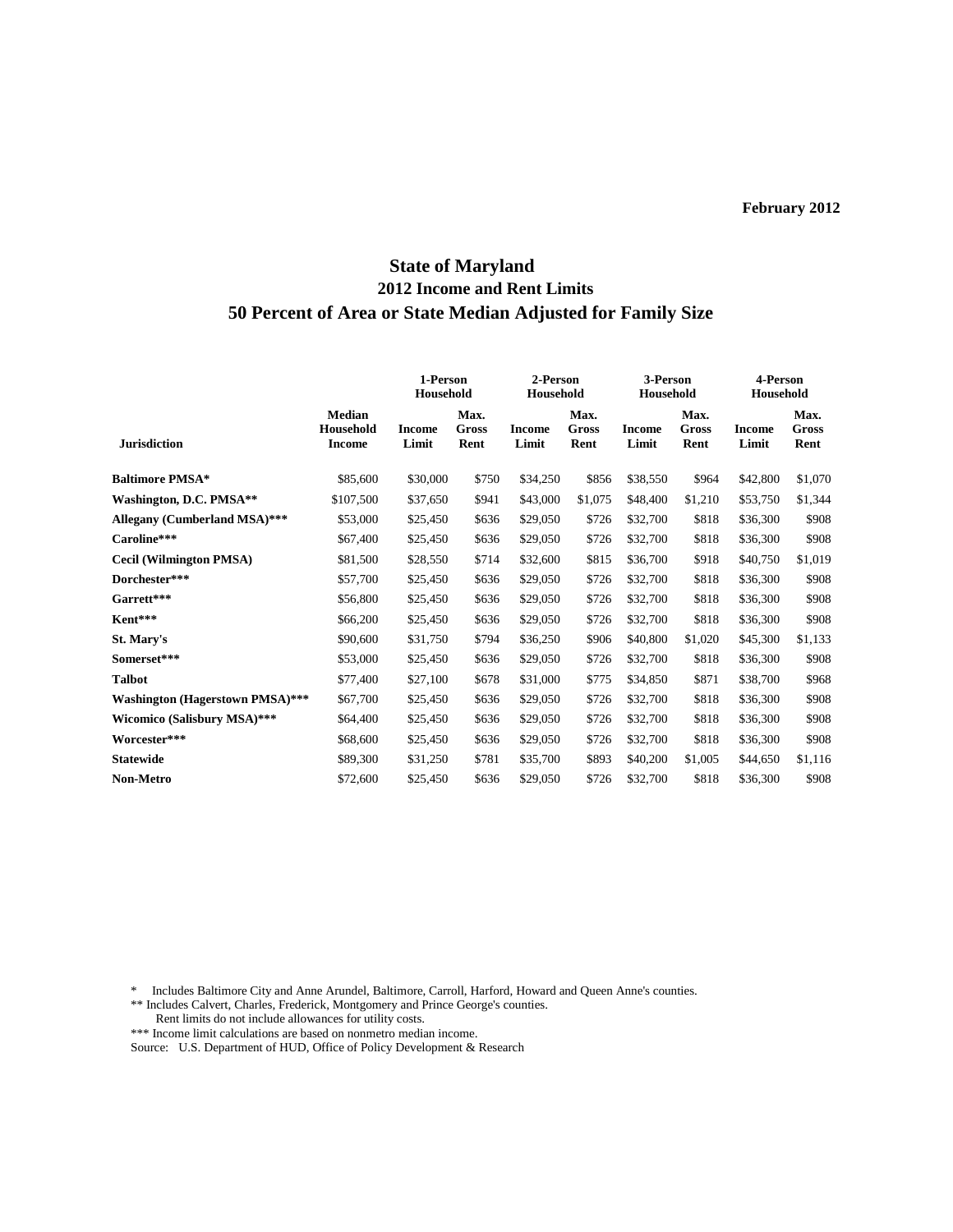February 2012

# State of Maryland
## 2012 Income and Rent Limits
## 50 Percent of Area or State Median Adjusted for Family Size

| Jurisdiction | Median Household Income | 1-Person Household Income Limit | 1-Person Household Max. Gross Rent | 2-Person Household Income Limit | 2-Person Household Max. Gross Rent | 3-Person Household Income Limit | 3-Person Household Max. Gross Rent | 4-Person Household Income Limit | 4-Person Household Max. Gross Rent |
|---|---|---|---|---|---|---|---|---|---|
| **Baltimore PMSA*** | $85,600 | $30,000 | $750 | $34,250 | $856 | $38,550 | $964 | $42,800 | $1,070 |
| **Washington, D.C. PMSA**** | $107,500 | $37,650 | $941 | $43,000 | $1,075 | $48,400 | $1,210 | $53,750 | $1,344 |
| **Allegany (Cumberland MSA)***** | $53,000 | $25,450 | $636 | $29,050 | $726 | $32,700 | $818 | $36,300 | $908 |
| **Caroline***** | $67,400 | $25,450 | $636 | $29,050 | $726 | $32,700 | $818 | $36,300 | $908 |
| **Cecil (Wilmington PMSA)** | $81,500 | $28,550 | $714 | $32,600 | $815 | $36,700 | $918 | $40,750 | $1,019 |
| **Dorchester***** | $57,700 | $25,450 | $636 | $29,050 | $726 | $32,700 | $818 | $36,300 | $908 |
| **Garrett***** | $56,800 | $25,450 | $636 | $29,050 | $726 | $32,700 | $818 | $36,300 | $908 |
| **Kent***** | $66,200 | $25,450 | $636 | $29,050 | $726 | $32,700 | $818 | $36,300 | $908 |
| **St. Mary's** | $90,600 | $31,750 | $794 | $36,250 | $906 | $40,800 | $1,020 | $45,300 | $1,133 |
| **Somerset***** | $53,000 | $25,450 | $636 | $29,050 | $726 | $32,700 | $818 | $36,300 | $908 |
| **Talbot** | $77,400 | $27,100 | $678 | $31,000 | $775 | $34,850 | $871 | $38,700 | $968 |
| **Washington (Hagerstown PMSA)***** | $67,700 | $25,450 | $636 | $29,050 | $726 | $32,700 | $818 | $36,300 | $908 |
| **Wicomico (Salisbury MSA)***** | $64,400 | $25,450 | $636 | $29,050 | $726 | $32,700 | $818 | $36,300 | $908 |
| **Worcester***** | $68,600 | $25,450 | $636 | $29,050 | $726 | $32,700 | $818 | $36,300 | $908 |
| **Statewide** | $89,300 | $31,250 | $781 | $35,700 | $893 | $40,200 | $1,005 | $44,650 | $1,116 |
| **Non-Metro** | $72,600 | $25,450 | $636 | $29,050 | $726 | $32,700 | $818 | $36,300 | $908 |

* Includes Baltimore City and Anne Arundel, Baltimore, Carroll, Harford, Howard and Queen Anne's counties.
** Includes Calvert, Charles, Frederick, Montgomery and Prince George's counties.
Rent limits do not include allowances for utility costs.
*** Income limit calculations are based on nonmetro median income.
Source: U.S. Department of HUD, Office of Policy Development & Research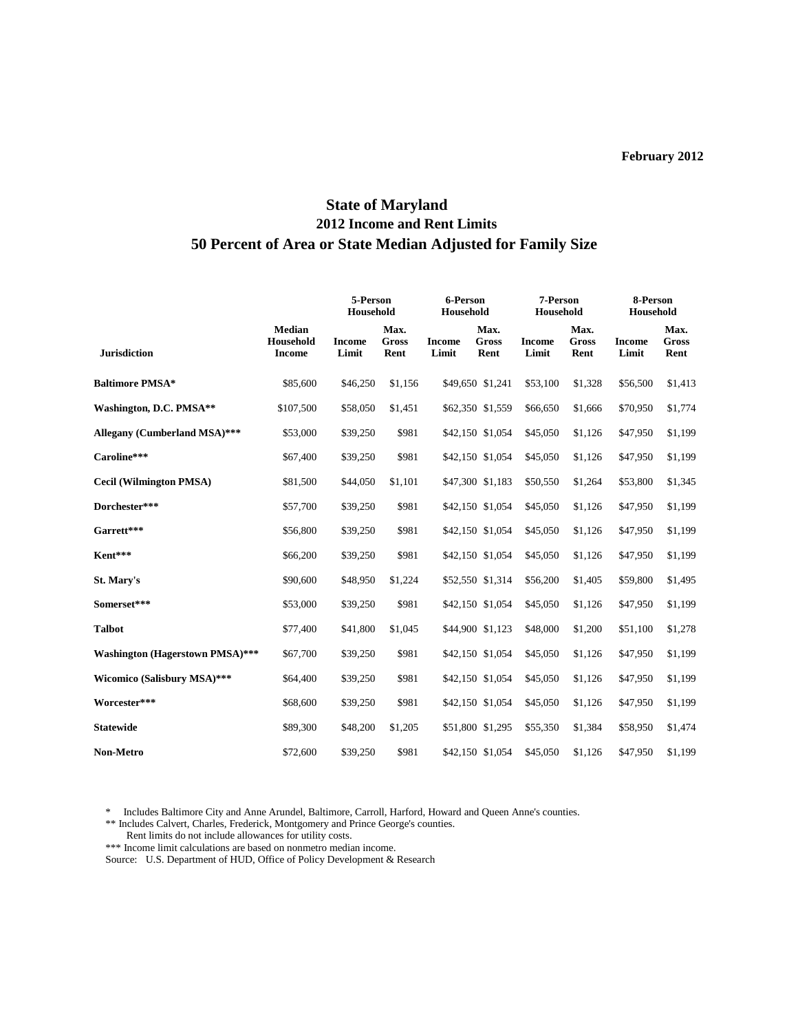February 2012

# State of Maryland
## 2012 Income and Rent Limits
## 50 Percent of Area or State Median Adjusted for Family Size

| Jurisdiction | Median Household Income | 5-Person Household | | 6-Person Household | | 7-Person Household | | 8-Person Household | |
|---|---|---|---|---|---|---|---|---|---|
| | | Income Limit | Max. Gross Rent | Income Limit | Max. Gross Rent | Income Limit | Max. Gross Rent | Income Limit | Max. Gross Rent |
| **Baltimore PMSA*** | $85,600 | $46,250 | $1,156 | $49,650 | $1,241 | $53,100 | $1,328 | $56,500 | $1,413 |
| **Washington, D.C. PMSA**** | $107,500 | $58,050 | $1,451 | $62,350 | $1,559 | $66,650 | $1,666 | $70,950 | $1,774 |
| **Allegany (Cumberland MSA)***** | $53,000 | $39,250 | $981 | $42,150 | $1,054 | $45,050 | $1,126 | $47,950 | $1,199 |
| **Caroline***** | $67,400 | $39,250 | $981 | $42,150 | $1,054 | $45,050 | $1,126 | $47,950 | $1,199 |
| **Cecil (Wilmington PMSA)** | $81,500 | $44,050 | $1,101 | $47,300 | $1,183 | $50,550 | $1,264 | $53,800 | $1,345 |
| **Dorchester***** | $57,700 | $39,250 | $981 | $42,150 | $1,054 | $45,050 | $1,126 | $47,950 | $1,199 |
| **Garrett***** | $56,800 | $39,250 | $981 | $42,150 | $1,054 | $45,050 | $1,126 | $47,950 | $1,199 |
| **Kent***** | $66,200 | $39,250 | $981 | $42,150 | $1,054 | $45,050 | $1,126 | $47,950 | $1,199 |
| **St. Mary's** | $90,600 | $48,950 | $1,224 | $52,550 | $1,314 | $56,200 | $1,405 | $59,800 | $1,495 |
| **Somerset***** | $53,000 | $39,250 | $981 | $42,150 | $1,054 | $45,050 | $1,126 | $47,950 | $1,199 |
| **Talbot** | $77,400 | $41,800 | $1,045 | $44,900 | $1,123 | $48,000 | $1,200 | $51,100 | $1,278 |
| **Washington (Hagerstown PMSA)***** | $67,700 | $39,250 | $981 | $42,150 | $1,054 | $45,050 | $1,126 | $47,950 | $1,199 |
| **Wicomico (Salisbury MSA)***** | $64,400 | $39,250 | $981 | $42,150 | $1,054 | $45,050 | $1,126 | $47,950 | $1,199 |
| **Worcester***** | $68,600 | $39,250 | $981 | $42,150 | $1,054 | $45,050 | $1,126 | $47,950 | $1,199 |
| **Statewide** | $89,300 | $48,200 | $1,205 | $51,800 | $1,295 | $55,350 | $1,384 | $58,950 | $1,474 |
| **Non-Metro** | $72,600 | $39,250 | $981 | $42,150 | $1,054 | $45,050 | $1,126 | $47,950 | $1,199 |

* Includes Baltimore City and Anne Arundel, Baltimore, Carroll, Harford, Howard and Queen Anne's counties.
** Includes Calvert, Charles, Frederick, Montgomery and Prince George's counties.
Rent limits do not include allowances for utility costs.
*** Income limit calculations are based on nonmetro median income.
Source: U.S. Department of HUD, Office of Policy Development & Research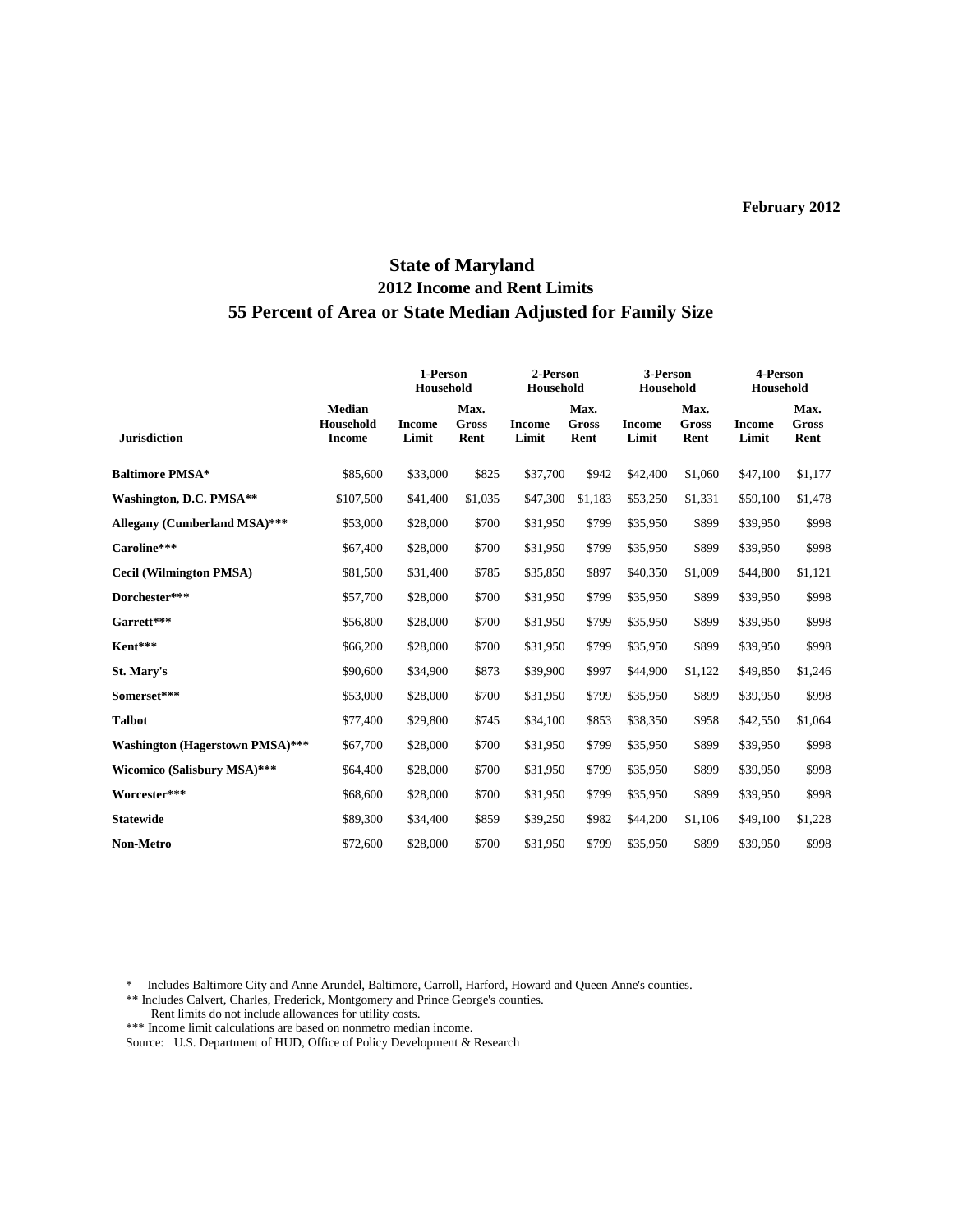February 2012

# State of Maryland
## 2012 Income and Rent Limits
## 55 Percent of Area or State Median Adjusted for Family Size

| Jurisdiction | Median Household Income | 1-Person Household | | 2-Person Household | | 3-Person Household | | 4-Person Household | |
|---|---|---|---|---|---|---|---|---|---|
| | | Income Limit | Max. Gross Rent | Income Limit | Max. Gross Rent | Income Limit | Max. Gross Rent | Income Limit | Max. Gross Rent |
| **Baltimore PMSA*** | $85,600 | $33,000 | $825 | $37,700 | $942 | $42,400 | $1,060 | $47,100 | $1,177 |
| **Washington, D.C. PMSA**** | $107,500 | $41,400 | $1,035 | $47,300 | $1,183 | $53,250 | $1,331 | $59,100 | $1,478 |
| **Allegany (Cumberland MSA)***** | $53,000 | $28,000 | $700 | $31,950 | $799 | $35,950 | $899 | $39,950 | $998 |
| **Caroline***** | $67,400 | $28,000 | $700 | $31,950 | $799 | $35,950 | $899 | $39,950 | $998 |
| **Cecil (Wilmington PMSA)** | $81,500 | $31,400 | $785 | $35,850 | $897 | $40,350 | $1,009 | $44,800 | $1,121 |
| **Dorchester***** | $57,700 | $28,000 | $700 | $31,950 | $799 | $35,950 | $899 | $39,950 | $998 |
| **Garrett***** | $56,800 | $28,000 | $700 | $31,950 | $799 | $35,950 | $899 | $39,950 | $998 |
| **Kent***** | $66,200 | $28,000 | $700 | $31,950 | $799 | $35,950 | $899 | $39,950 | $998 |
| **St. Mary's** | $90,600 | $34,900 | $873 | $39,900 | $997 | $44,900 | $1,122 | $49,850 | $1,246 |
| **Somerset***** | $53,000 | $28,000 | $700 | $31,950 | $799 | $35,950 | $899 | $39,950 | $998 |
| **Talbot** | $77,400 | $29,800 | $745 | $34,100 | $853 | $38,350 | $958 | $42,550 | $1,064 |
| **Washington (Hagerstown PMSA)***** | $67,700 | $28,000 | $700 | $31,950 | $799 | $35,950 | $899 | $39,950 | $998 |
| **Wicomico (Salisbury MSA)***** | $64,400 | $28,000 | $700 | $31,950 | $799 | $35,950 | $899 | $39,950 | $998 |
| **Worcester***** | $68,600 | $28,000 | $700 | $31,950 | $799 | $35,950 | $899 | $39,950 | $998 |
| **Statewide** | $89,300 | $34,400 | $859 | $39,250 | $982 | $44,200 | $1,106 | $49,100 | $1,228 |
| **Non-Metro** | $72,600 | $28,000 | $700 | $31,950 | $799 | $35,950 | $899 | $39,950 | $998 |

\* Includes Baltimore City and Anne Arundel, Baltimore, Carroll, Harford, Howard and Queen Anne's counties.
** Includes Calvert, Charles, Frederick, Montgomery and Prince George's counties.
Rent limits do not include allowances for utility costs.
*** Income limit calculations are based on nonmetro median income.
Source: U.S. Department of HUD, Office of Policy Development & Research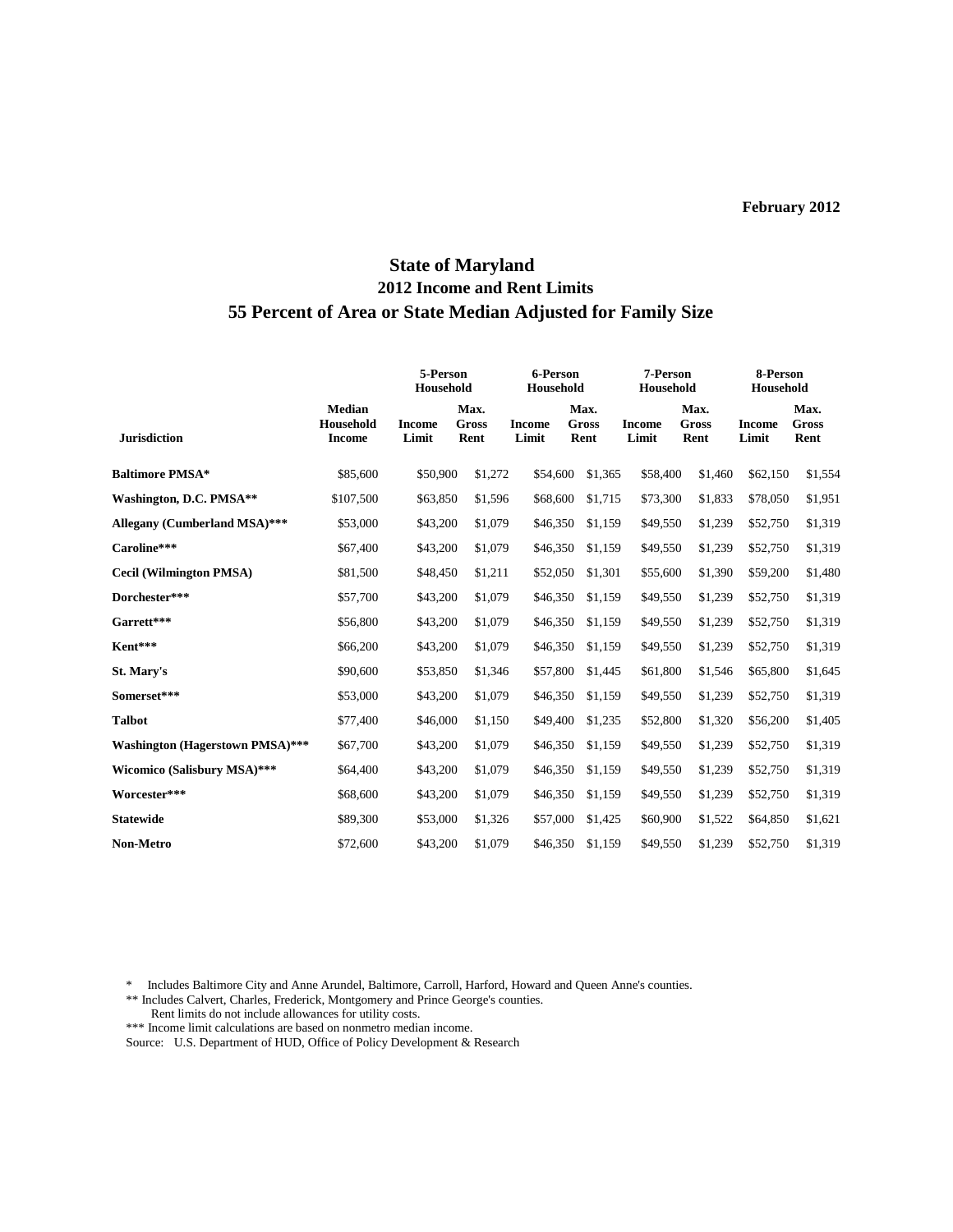February 2012

# State of Maryland
## 2012 Income and Rent Limits
## 55 Percent of Area or State Median Adjusted for Family Size

| Jurisdiction | Median Household Income | 5-Person Household | | 6-Person Household | | 7-Person Household | | 8-Person Household | |
|---|---|---|---|---|---|---|---|---|---|
| | | Income Limit | Max. Gross Rent | Income Limit | Max. Gross Rent | Income Limit | Max. Gross Rent | Income Limit | Max. Gross Rent |
| **Baltimore PMSA*** | $85,600 | $50,900 | $1,272 | $54,600 | $1,365 | $58,400 | $1,460 | $62,150 | $1,554 |
| **Washington, D.C. PMSA**** | $107,500 | $63,850 | $1,596 | $68,600 | $1,715 | $73,300 | $1,833 | $78,050 | $1,951 |
| **Allegany (Cumberland MSA)***** | $53,000 | $43,200 | $1,079 | $46,350 | $1,159 | $49,550 | $1,239 | $52,750 | $1,319 |
| **Caroline***** | $67,400 | $43,200 | $1,079 | $46,350 | $1,159 | $49,550 | $1,239 | $52,750 | $1,319 |
| **Cecil (Wilmington PMSA)** | $81,500 | $48,450 | $1,211 | $52,050 | $1,301 | $55,600 | $1,390 | $59,200 | $1,480 |
| **Dorchester***** | $57,700 | $43,200 | $1,079 | $46,350 | $1,159 | $49,550 | $1,239 | $52,750 | $1,319 |
| **Garrett***** | $56,800 | $43,200 | $1,079 | $46,350 | $1,159 | $49,550 | $1,239 | $52,750 | $1,319 |
| **Kent***** | $66,200 | $43,200 | $1,079 | $46,350 | $1,159 | $49,550 | $1,239 | $52,750 | $1,319 |
| **St. Mary's** | $90,600 | $53,850 | $1,346 | $57,800 | $1,445 | $61,800 | $1,546 | $65,800 | $1,645 |
| **Somerset***** | $53,000 | $43,200 | $1,079 | $46,350 | $1,159 | $49,550 | $1,239 | $52,750 | $1,319 |
| **Talbot** | $77,400 | $46,000 | $1,150 | $49,400 | $1,235 | $52,800 | $1,320 | $56,200 | $1,405 |
| **Washington (Hagerstown PMSA)***** | $67,700 | $43,200 | $1,079 | $46,350 | $1,159 | $49,550 | $1,239 | $52,750 | $1,319 |
| **Wicomico (Salisbury MSA)***** | $64,400 | $43,200 | $1,079 | $46,350 | $1,159 | $49,550 | $1,239 | $52,750 | $1,319 |
| **Worcester***** | $68,600 | $43,200 | $1,079 | $46,350 | $1,159 | $49,550 | $1,239 | $52,750 | $1,319 |
| **Statewide** | $89,300 | $53,000 | $1,326 | $57,000 | $1,425 | $60,900 | $1,522 | $64,850 | $1,621 |
| **Non-Metro** | $72,600 | $43,200 | $1,079 | $46,350 | $1,159 | $49,550 | $1,239 | $52,750 | $1,319 |

\* Includes Baltimore City and Anne Arundel, Baltimore, Carroll, Harford, Howard and Queen Anne's counties.

** Includes Calvert, Charles, Frederick, Montgomery and Prince George's counties.

Rent limits do not include allowances for utility costs.

*** Income limit calculations are based on nonmetro median income.

Source: U.S. Department of HUD, Office of Policy Development & Research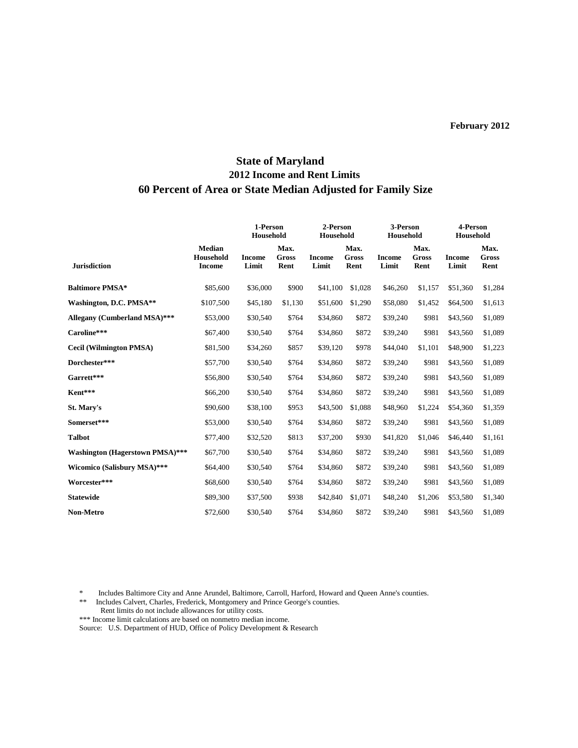February 2012

# State of Maryland
## 2012 Income and Rent Limits
## 60 Percent of Area or State Median Adjusted for Family Size

| Jurisdiction | Median Household Income | 1-Person Household | | 2-Person Household | | 3-Person Household | | 4-Person Household | |
|---|---|---|---|---|---|---|---|---|---|
| | | Income Limit | Max. Gross Rent | Income Limit | Max. Gross Rent | Income Limit | Max. Gross Rent | Income Limit | Max. Gross Rent |
| **Baltimore PMSA*** | $85,600 | $36,000 | $900 | $41,100 | $1,028 | $46,260 | $1,157 | $51,360 | $1,284 |
| **Washington, D.C. PMSA**** | $107,500 | $45,180 | $1,130 | $51,600 | $1,290 | $58,080 | $1,452 | $64,500 | $1,613 |
| **Allegany (Cumberland MSA)***** | $53,000 | $30,540 | $764 | $34,860 | $872 | $39,240 | $981 | $43,560 | $1,089 |
| **Caroline***** | $67,400 | $30,540 | $764 | $34,860 | $872 | $39,240 | $981 | $43,560 | $1,089 |
| **Cecil (Wilmington PMSA)** | $81,500 | $34,260 | $857 | $39,120 | $978 | $44,040 | $1,101 | $48,900 | $1,223 |
| **Dorchester***** | $57,700 | $30,540 | $764 | $34,860 | $872 | $39,240 | $981 | $43,560 | $1,089 |
| **Garrett***** | $56,800 | $30,540 | $764 | $34,860 | $872 | $39,240 | $981 | $43,560 | $1,089 |
| **Kent***** | $66,200 | $30,540 | $764 | $34,860 | $872 | $39,240 | $981 | $43,560 | $1,089 |
| **St. Mary's** | $90,600 | $38,100 | $953 | $43,500 | $1,088 | $48,960 | $1,224 | $54,360 | $1,359 |
| **Somerset***** | $53,000 | $30,540 | $764 | $34,860 | $872 | $39,240 | $981 | $43,560 | $1,089 |
| **Talbot** | $77,400 | $32,520 | $813 | $37,200 | $930 | $41,820 | $1,046 | $46,440 | $1,161 |
| **Washington (Hagerstown PMSA)***** | $67,700 | $30,540 | $764 | $34,860 | $872 | $39,240 | $981 | $43,560 | $1,089 |
| **Wicomico (Salisbury MSA)***** | $64,400 | $30,540 | $764 | $34,860 | $872 | $39,240 | $981 | $43,560 | $1,089 |
| **Worcester***** | $68,600 | $30,540 | $764 | $34,860 | $872 | $39,240 | $981 | $43,560 | $1,089 |
| **Statewide** | $89,300 | $37,500 | $938 | $42,840 | $1,071 | $48,240 | $1,206 | $53,580 | $1,340 |
| **Non-Metro** | $72,600 | $30,540 | $764 | $34,860 | $872 | $39,240 | $981 | $43,560 | $1,089 |

\* Includes Baltimore City and Anne Arundel, Baltimore, Carroll, Harford, Howard and Queen Anne's counties.
\** Includes Calvert, Charles, Frederick, Montgomery and Prince George's counties.
Rent limits do not include allowances for utility costs.
\*** Income limit calculations are based on nonmetro median income.
Source: U.S. Department of HUD, Office of Policy Development & Research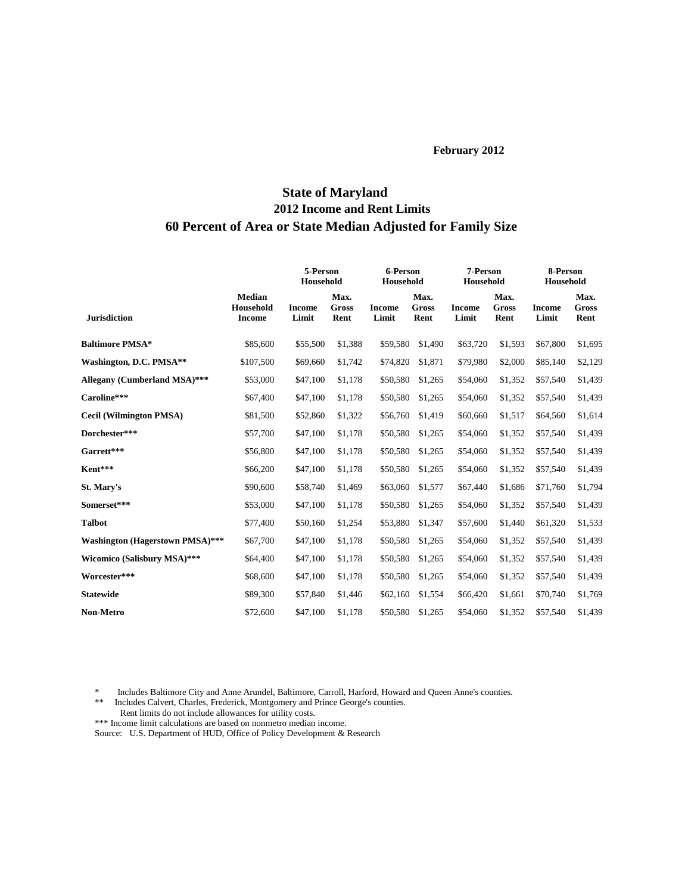February 2012

# State of Maryland
## 2012 Income and Rent Limits
## 60 Percent of Area or State Median Adjusted for Family Size

| Jurisdiction | Median Household Income | 5-Person Household | | 6-Person Household | | 7-Person Household | | 8-Person Household | |
|---|---|---|---|---|---|---|---|---|---|
| | | Income Limit | Max. Gross Rent | Income Limit | Max. Gross Rent | Income Limit | Max. Gross Rent | Income Limit | Max. Gross Rent |
| **Baltimore PMSA*** | $85,600 | $55,500 | $1,388 | $59,580 | $1,490 | $63,720 | $1,593 | $67,800 | $1,695 |
| **Washington, D.C. PMSA**** | $107,500 | $69,660 | $1,742 | $74,820 | $1,871 | $79,980 | $2,000 | $85,140 | $2,129 |
| **Allegany (Cumberland MSA)***** | $53,000 | $47,100 | $1,178 | $50,580 | $1,265 | $54,060 | $1,352 | $57,540 | $1,439 |
| **Caroline***** | $67,400 | $47,100 | $1,178 | $50,580 | $1,265 | $54,060 | $1,352 | $57,540 | $1,439 |
| **Cecil (Wilmington PMSA)** | $81,500 | $52,860 | $1,322 | $56,760 | $1,419 | $60,660 | $1,517 | $64,560 | $1,614 |
| **Dorchester***** | $57,700 | $47,100 | $1,178 | $50,580 | $1,265 | $54,060 | $1,352 | $57,540 | $1,439 |
| **Garrett***** | $56,800 | $47,100 | $1,178 | $50,580 | $1,265 | $54,060 | $1,352 | $57,540 | $1,439 |
| **Kent***** | $66,200 | $47,100 | $1,178 | $50,580 | $1,265 | $54,060 | $1,352 | $57,540 | $1,439 |
| **St. Mary's** | $90,600 | $58,740 | $1,469 | $63,060 | $1,577 | $67,440 | $1,686 | $71,760 | $1,794 |
| **Somerset***** | $53,000 | $47,100 | $1,178 | $50,580 | $1,265 | $54,060 | $1,352 | $57,540 | $1,439 |
| **Talbot** | $77,400 | $50,160 | $1,254 | $53,880 | $1,347 | $57,600 | $1,440 | $61,320 | $1,533 |
| **Washington (Hagerstown PMSA)***** | $67,700 | $47,100 | $1,178 | $50,580 | $1,265 | $54,060 | $1,352 | $57,540 | $1,439 |
| **Wicomico (Salisbury MSA)***** | $64,400 | $47,100 | $1,178 | $50,580 | $1,265 | $54,060 | $1,352 | $57,540 | $1,439 |
| **Worcester***** | $68,600 | $47,100 | $1,178 | $50,580 | $1,265 | $54,060 | $1,352 | $57,540 | $1,439 |
| **Statewide** | $89,300 | $57,840 | $1,446 | $62,160 | $1,554 | $66,420 | $1,661 | $70,740 | $1,769 |
| **Non-Metro** | $72,600 | $47,100 | $1,178 | $50,580 | $1,265 | $54,060 | $1,352 | $57,540 | $1,439 |

\* Includes Baltimore City and Anne Arundel, Baltimore, Carroll, Harford, Howard and Queen Anne's counties.
\*\* Includes Calvert, Charles, Frederick, Montgomery and Prince George's counties.
Rent limits do not include allowances for utility costs.
\*\*\* Income limit calculations are based on nonmetro median income.
Source: U.S. Department of HUD, Office of Policy Development & Research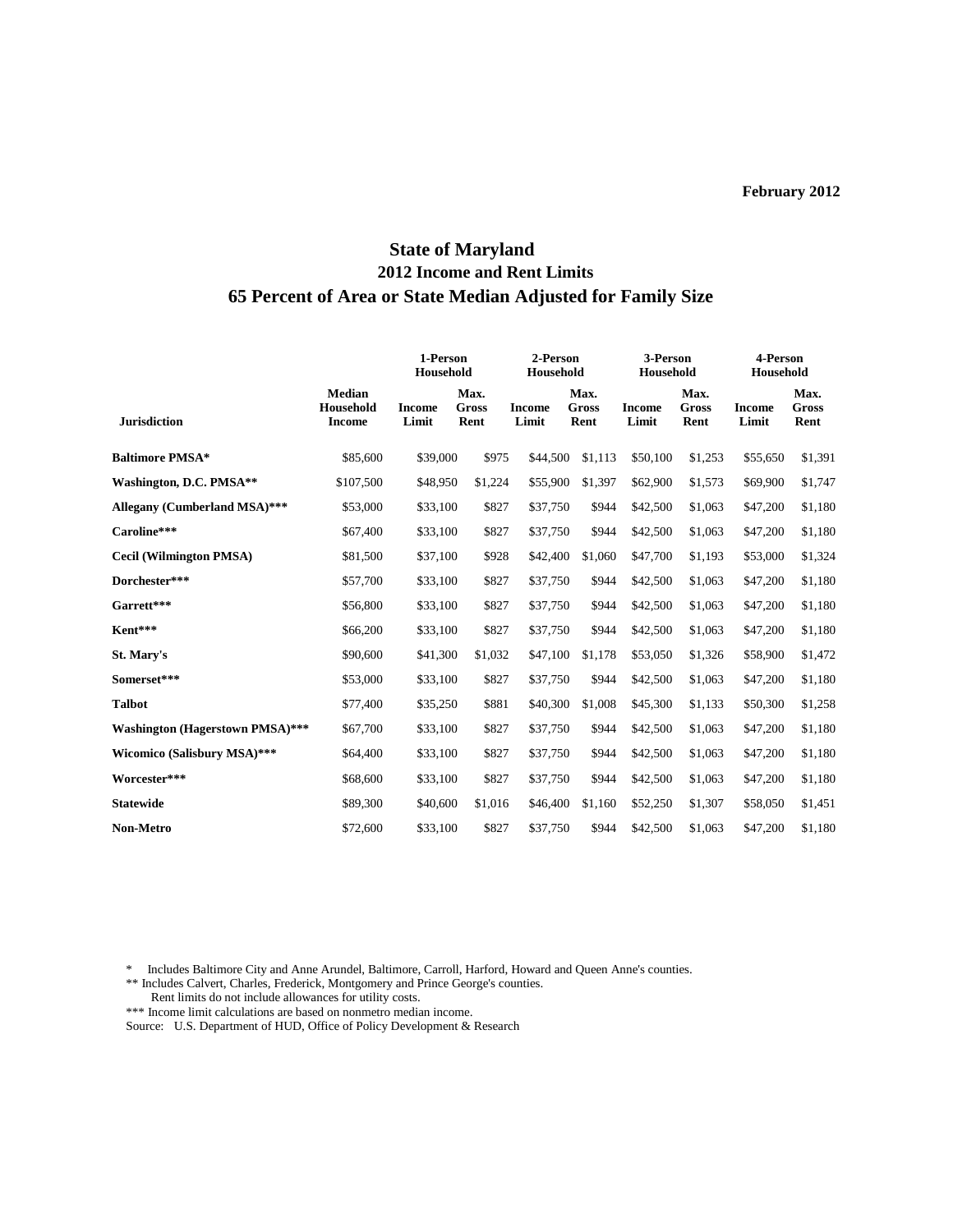February 2012

# State of Maryland
## 2012 Income and Rent Limits
## 65 Percent of Area or State Median Adjusted for Family Size

| Jurisdiction | Median Household Income | 1-Person Household | | 2-Person Household | | 3-Person Household | | 4-Person Household | |
|---|---|---|---|---|---|---|---|---|---|
| | | Income Limit | Max. Gross Rent | Income Limit | Max. Gross Rent | Income Limit | Max. Gross Rent | Income Limit | Max. Gross Rent |
| **Baltimore PMSA*** | $85,600 | $39,000 | $975 | $44,500 | $1,113 | $50,100 | $1,253 | $55,650 | $1,391 |
| **Washington, D.C. PMSA**** | $107,500 | $48,950 | $1,224 | $55,900 | $1,397 | $62,900 | $1,573 | $69,900 | $1,747 |
| **Allegany (Cumberland MSA)***** | $53,000 | $33,100 | $827 | $37,750 | $944 | $42,500 | $1,063 | $47,200 | $1,180 |
| **Caroline***** | $67,400 | $33,100 | $827 | $37,750 | $944 | $42,500 | $1,063 | $47,200 | $1,180 |
| **Cecil (Wilmington PMSA)** | $81,500 | $37,100 | $928 | $42,400 | $1,060 | $47,700 | $1,193 | $53,000 | $1,324 |
| **Dorchester***** | $57,700 | $33,100 | $827 | $37,750 | $944 | $42,500 | $1,063 | $47,200 | $1,180 |
| **Garrett***** | $56,800 | $33,100 | $827 | $37,750 | $944 | $42,500 | $1,063 | $47,200 | $1,180 |
| **Kent***** | $66,200 | $33,100 | $827 | $37,750 | $944 | $42,500 | $1,063 | $47,200 | $1,180 |
| **St. Mary's** | $90,600 | $41,300 | $1,032 | $47,100 | $1,178 | $53,050 | $1,326 | $58,900 | $1,472 |
| **Somerset***** | $53,000 | $33,100 | $827 | $37,750 | $944 | $42,500 | $1,063 | $47,200 | $1,180 |
| **Talbot** | $77,400 | $35,250 | $881 | $40,300 | $1,008 | $45,300 | $1,133 | $50,300 | $1,258 |
| **Washington (Hagerstown PMSA)***** | $67,700 | $33,100 | $827 | $37,750 | $944 | $42,500 | $1,063 | $47,200 | $1,180 |
| **Wicomico (Salisbury MSA)***** | $64,400 | $33,100 | $827 | $37,750 | $944 | $42,500 | $1,063 | $47,200 | $1,180 |
| **Worcester***** | $68,600 | $33,100 | $827 | $37,750 | $944 | $42,500 | $1,063 | $47,200 | $1,180 |
| **Statewide** | $89,300 | $40,600 | $1,016 | $46,400 | $1,160 | $52,250 | $1,307 | $58,050 | $1,451 |
| **Non-Metro** | $72,600 | $33,100 | $827 | $37,750 | $944 | $42,500 | $1,063 | $47,200 | $1,180 |

\* Includes Baltimore City and Anne Arundel, Baltimore, Carroll, Harford, Howard and Queen Anne's counties.
** Includes Calvert, Charles, Frederick, Montgomery and Prince George's counties.
Rent limits do not include allowances for utility costs.
*** Income limit calculations are based on nonmetro median income.
Source: U.S. Department of HUD, Office of Policy Development & Research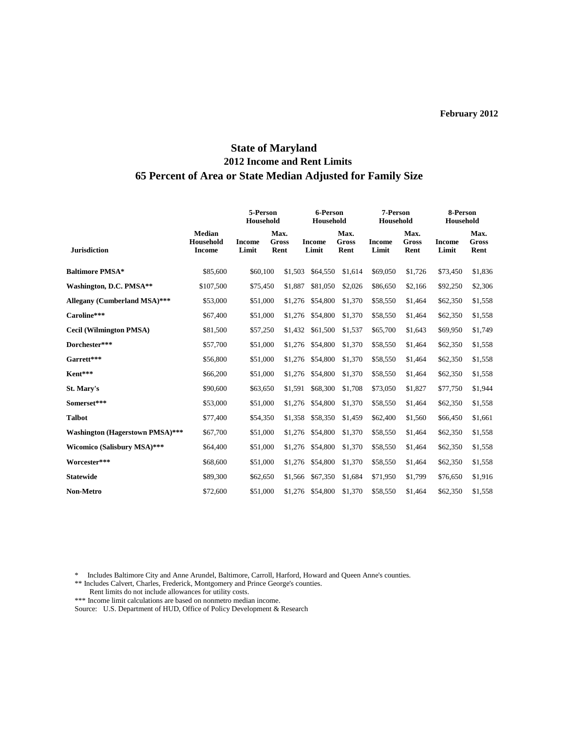February 2012

# State of Maryland
## 2012 Income and Rent Limits
## 65 Percent of Area or State Median Adjusted for Family Size

| Jurisdiction | Median Household Income | 5-Person Household Income Limit | 5-Person Household Max. Gross Rent | 6-Person Household Income Limit | 6-Person Household Max. Gross Rent | 7-Person Household Income Limit | 7-Person Household Max. Gross Rent | 8-Person Household Income Limit | 8-Person Household Max. Gross Rent |
|---|---|---|---|---|---|---|---|---|---|
| **Baltimore PMSA*** | $85,600 | $60,100 | $1,503 | $64,550 | $1,614 | $69,050 | $1,726 | $73,450 | $1,836 |
| **Washington, D.C. PMSA**** | $107,500 | $75,450 | $1,887 | $81,050 | $2,026 | $86,650 | $2,166 | $92,250 | $2,306 |
| **Allegany (Cumberland MSA)***** | $53,000 | $51,000 | $1,276 | $54,800 | $1,370 | $58,550 | $1,464 | $62,350 | $1,558 |
| **Caroline***** | $67,400 | $51,000 | $1,276 | $54,800 | $1,370 | $58,550 | $1,464 | $62,350 | $1,558 |
| **Cecil (Wilmington PMSA)** | $81,500 | $57,250 | $1,432 | $61,500 | $1,537 | $65,700 | $1,643 | $69,950 | $1,749 |
| **Dorchester***** | $57,700 | $51,000 | $1,276 | $54,800 | $1,370 | $58,550 | $1,464 | $62,350 | $1,558 |
| **Garrett***** | $56,800 | $51,000 | $1,276 | $54,800 | $1,370 | $58,550 | $1,464 | $62,350 | $1,558 |
| **Kent***** | $66,200 | $51,000 | $1,276 | $54,800 | $1,370 | $58,550 | $1,464 | $62,350 | $1,558 |
| **St. Mary's** | $90,600 | $63,650 | $1,591 | $68,300 | $1,708 | $73,050 | $1,827 | $77,750 | $1,944 |
| **Somerset***** | $53,000 | $51,000 | $1,276 | $54,800 | $1,370 | $58,550 | $1,464 | $62,350 | $1,558 |
| **Talbot** | $77,400 | $54,350 | $1,358 | $58,350 | $1,459 | $62,400 | $1,560 | $66,450 | $1,661 |
| **Washington (Hagerstown PMSA)***** | $67,700 | $51,000 | $1,276 | $54,800 | $1,370 | $58,550 | $1,464 | $62,350 | $1,558 |
| **Wicomico (Salisbury MSA)***** | $64,400 | $51,000 | $1,276 | $54,800 | $1,370 | $58,550 | $1,464 | $62,350 | $1,558 |
| **Worcester***** | $68,600 | $51,000 | $1,276 | $54,800 | $1,370 | $58,550 | $1,464 | $62,350 | $1,558 |
| **Statewide** | $89,300 | $62,650 | $1,566 | $67,350 | $1,684 | $71,950 | $1,799 | $76,650 | $1,916 |
| **Non-Metro** | $72,600 | $51,000 | $1,276 | $54,800 | $1,370 | $58,550 | $1,464 | $62,350 | $1,558 |

\* Includes Baltimore City and Anne Arundel, Baltimore, Carroll, Harford, Howard and Queen Anne's counties.

** Includes Calvert, Charles, Frederick, Montgomery and Prince George's counties.

Rent limits do not include allowances for utility costs.

*** Income limit calculations are based on nonmetro median income.

Source: U.S. Department of HUD, Office of Policy Development & Research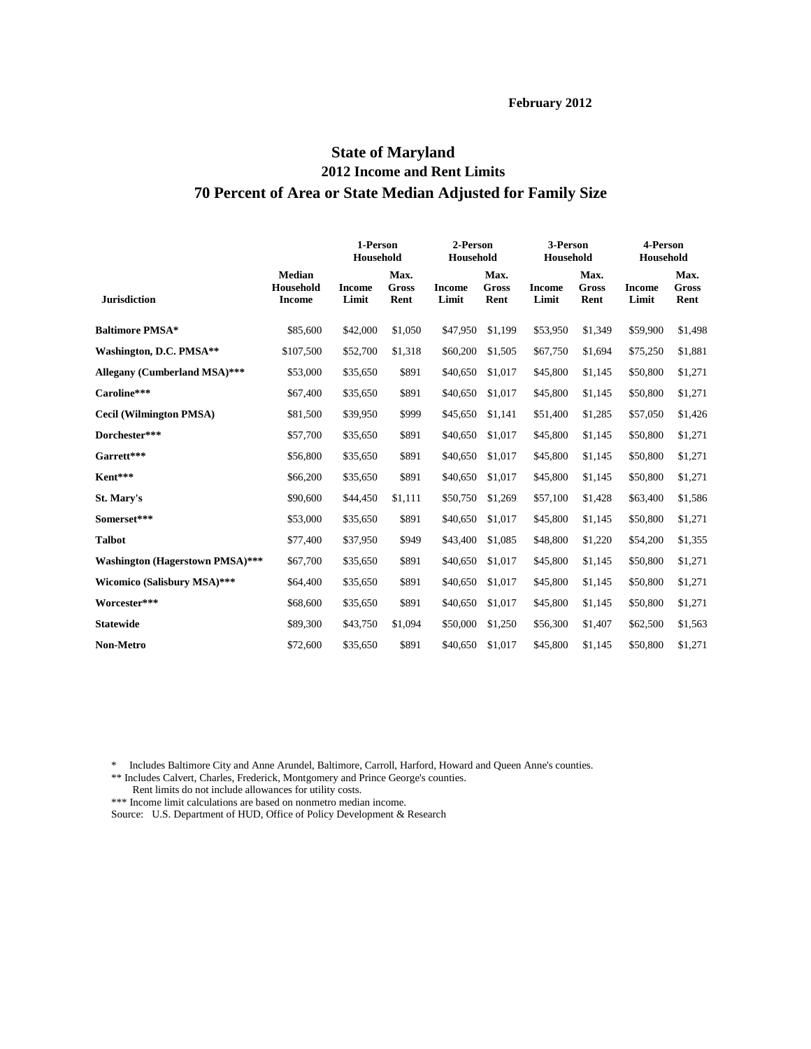February 2012

# State of Maryland
## 2012 Income and Rent Limits
## 70 Percent of Area or State Median Adjusted for Family Size

| | | 1-Person Household | | 2-Person Household | | 3-Person Household | | 4-Person Household | |
|---|---|---|---|---|---|---|---|---|---|
| **Jurisdiction** | **Median Household Income** | **Income Limit** | **Max. Gross Rent** | **Income Limit** | **Max. Gross Rent** | **Income Limit** | **Max. Gross Rent** | **Income Limit** | **Max. Gross Rent** |
| **Baltimore PMSA*** | $85,600 | $42,000 | $1,050 | $47,950 | $1,199 | $53,950 | $1,349 | $59,900 | $1,498 |
| **Washington, D.C. PMSA**** | $107,500 | $52,700 | $1,318 | $60,200 | $1,505 | $67,750 | $1,694 | $75,250 | $1,881 |
| **Allegany (Cumberland MSA)***** | $53,000 | $35,650 | $891 | $40,650 | $1,017 | $45,800 | $1,145 | $50,800 | $1,271 |
| **Caroline***** | $67,400 | $35,650 | $891 | $40,650 | $1,017 | $45,800 | $1,145 | $50,800 | $1,271 |
| **Cecil (Wilmington PMSA)** | $81,500 | $39,950 | $999 | $45,650 | $1,141 | $51,400 | $1,285 | $57,050 | $1,426 |
| **Dorchester***** | $57,700 | $35,650 | $891 | $40,650 | $1,017 | $45,800 | $1,145 | $50,800 | $1,271 |
| **Garrett***** | $56,800 | $35,650 | $891 | $40,650 | $1,017 | $45,800 | $1,145 | $50,800 | $1,271 |
| **Kent***** | $66,200 | $35,650 | $891 | $40,650 | $1,017 | $45,800 | $1,145 | $50,800 | $1,271 |
| **St. Mary's** | $90,600 | $44,450 | $1,111 | $50,750 | $1,269 | $57,100 | $1,428 | $63,400 | $1,586 |
| **Somerset***** | $53,000 | $35,650 | $891 | $40,650 | $1,017 | $45,800 | $1,145 | $50,800 | $1,271 |
| **Talbot** | $77,400 | $37,950 | $949 | $43,400 | $1,085 | $48,800 | $1,220 | $54,200 | $1,355 |
| **Washington (Hagerstown PMSA)***** | $67,700 | $35,650 | $891 | $40,650 | $1,017 | $45,800 | $1,145 | $50,800 | $1,271 |
| **Wicomico (Salisbury MSA)***** | $64,400 | $35,650 | $891 | $40,650 | $1,017 | $45,800 | $1,145 | $50,800 | $1,271 |
| **Worcester***** | $68,600 | $35,650 | $891 | $40,650 | $1,017 | $45,800 | $1,145 | $50,800 | $1,271 |
| **Statewide** | $89,300 | $43,750 | $1,094 | $50,000 | $1,250 | $56,300 | $1,407 | $62,500 | $1,563 |
| **Non-Metro** | $72,600 | $35,650 | $891 | $40,650 | $1,017 | $45,800 | $1,145 | $50,800 | $1,271 |

\* Includes Baltimore City and Anne Arundel, Baltimore, Carroll, Harford, Howard and Queen Anne's counties.
** Includes Calvert, Charles, Frederick, Montgomery and Prince George's counties.
Rent limits do not include allowances for utility costs.
*** Income limit calculations are based on nonmetro median income.
Source: U.S. Department of HUD, Office of Policy Development & Research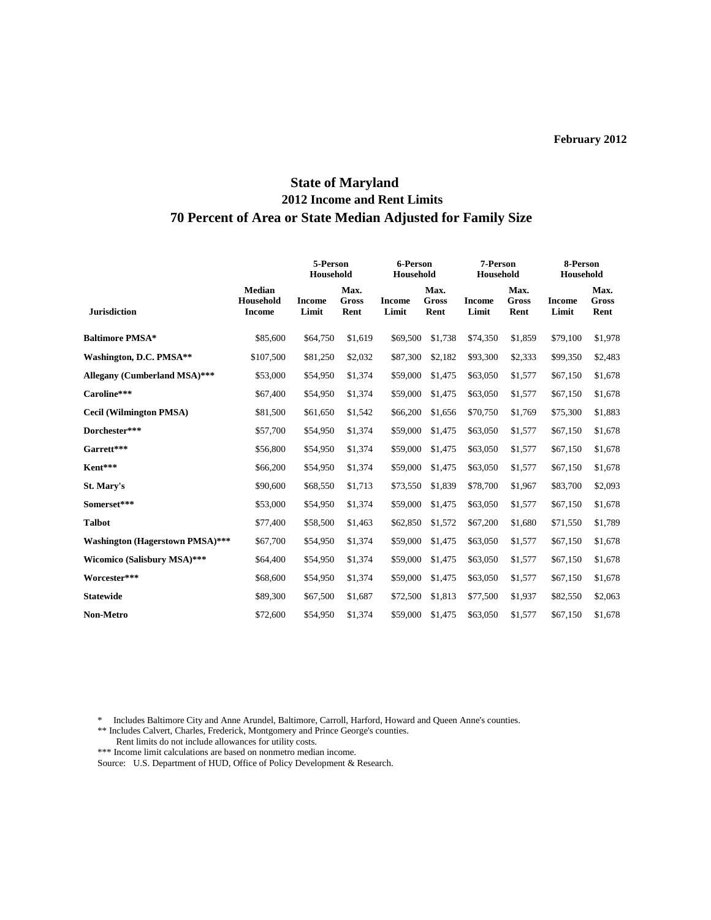February 2012

# State of Maryland

## 2012 Income and Rent Limits

## 70 Percent of Area or State Median Adjusted for Family Size

| Jurisdiction | Median Household Income | 5-Person Household | | 6-Person Household | | 7-Person Household | | 8-Person Household | |
|---|---|---|---|---|---|---|---|---|---|
| | | Income Limit | Max. Gross Rent | Income Limit | Max. Gross Rent | Income Limit | Max. Gross Rent | Income Limit | Max. Gross Rent |
| **Baltimore PMSA*** | $85,600 | $64,750 | $1,619 | $69,500 | $1,738 | $74,350 | $1,859 | $79,100 | $1,978 |
| **Washington, D.C. PMSA**** | $107,500 | $81,250 | $2,032 | $87,300 | $2,182 | $93,300 | $2,333 | $99,350 | $2,483 |
| **Allegany (Cumberland MSA)***** | $53,000 | $54,950 | $1,374 | $59,000 | $1,475 | $63,050 | $1,577 | $67,150 | $1,678 |
| **Caroline***** | $67,400 | $54,950 | $1,374 | $59,000 | $1,475 | $63,050 | $1,577 | $67,150 | $1,678 |
| **Cecil (Wilmington PMSA)** | $81,500 | $61,650 | $1,542 | $66,200 | $1,656 | $70,750 | $1,769 | $75,300 | $1,883 |
| **Dorchester***** | $57,700 | $54,950 | $1,374 | $59,000 | $1,475 | $63,050 | $1,577 | $67,150 | $1,678 |
| **Garrett***** | $56,800 | $54,950 | $1,374 | $59,000 | $1,475 | $63,050 | $1,577 | $67,150 | $1,678 |
| **Kent***** | $66,200 | $54,950 | $1,374 | $59,000 | $1,475 | $63,050 | $1,577 | $67,150 | $1,678 |
| **St. Mary's** | $90,600 | $68,550 | $1,713 | $73,550 | $1,839 | $78,700 | $1,967 | $83,700 | $2,093 |
| **Somerset***** | $53,000 | $54,950 | $1,374 | $59,000 | $1,475 | $63,050 | $1,577 | $67,150 | $1,678 |
| **Talbot** | $77,400 | $58,500 | $1,463 | $62,850 | $1,572 | $67,200 | $1,680 | $71,550 | $1,789 |
| **Washington (Hagerstown PMSA)***** | $67,700 | $54,950 | $1,374 | $59,000 | $1,475 | $63,050 | $1,577 | $67,150 | $1,678 |
| **Wicomico (Salisbury MSA)***** | $64,400 | $54,950 | $1,374 | $59,000 | $1,475 | $63,050 | $1,577 | $67,150 | $1,678 |
| **Worcester***** | $68,600 | $54,950 | $1,374 | $59,000 | $1,475 | $63,050 | $1,577 | $67,150 | $1,678 |
| **Statewide** | $89,300 | $67,500 | $1,687 | $72,500 | $1,813 | $77,500 | $1,937 | $82,550 | $2,063 |
| **Non-Metro** | $72,600 | $54,950 | $1,374 | $59,000 | $1,475 | $63,050 | $1,577 | $67,150 | $1,678 |

\* Includes Baltimore City and Anne Arundel, Baltimore, Carroll, Harford, Howard and Queen Anne's counties.

** Includes Calvert, Charles, Frederick, Montgomery and Prince George's counties.

Rent limits do not include allowances for utility costs.

*** Income limit calculations are based on nonmetro median income.

Source: U.S. Department of HUD, Office of Policy Development & Research.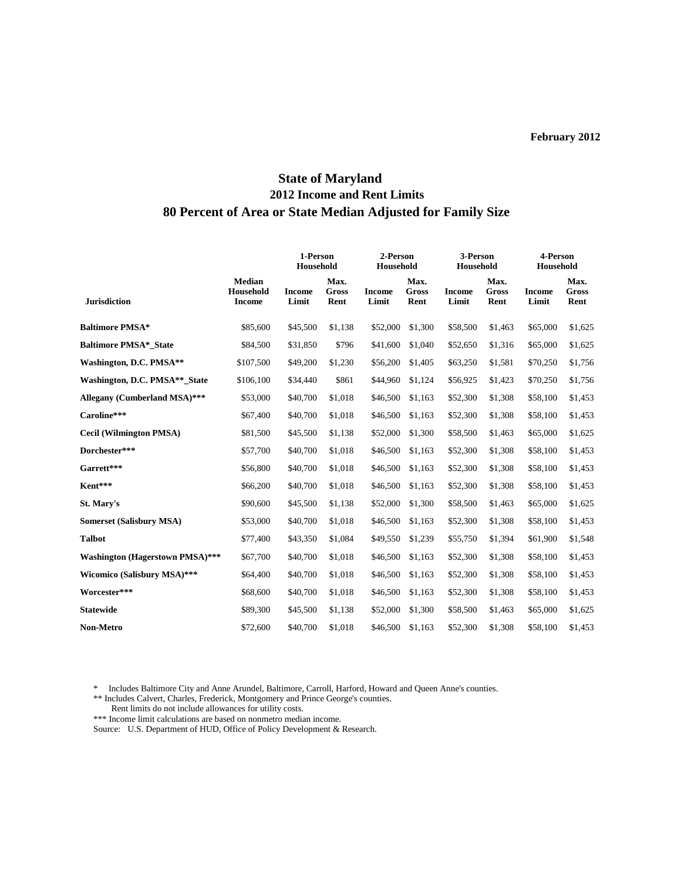February 2012

# State of Maryland
## 2012 Income and Rent Limits
## 80 Percent of Area or State Median Adjusted for Family Size

| Jurisdiction | Median Household Income | 1-Person Household | | 2-Person Household | | 3-Person Household | | 4-Person Household | |
|---|---|---|---|---|---|---|---|---|---|
| | | Income Limit | Max. Gross Rent | Income Limit | Max. Gross Rent | Income Limit | Max. Gross Rent | Income Limit | Max. Gross Rent |
| **Baltimore PMSA*** | $85,600 | $45,500 | $1,138 | $52,000 | $1,300 | $58,500 | $1,463 | $65,000 | $1,625 |
| **Baltimore PMSA*_State** | $84,500 | $31,850 | $796 | $41,600 | $1,040 | $52,650 | $1,316 | $65,000 | $1,625 |
| **Washington, D.C. PMSA**** | $107,500 | $49,200 | $1,230 | $56,200 | $1,405 | $63,250 | $1,581 | $70,250 | $1,756 |
| **Washington, D.C. PMSA**_State** | $106,100 | $34,440 | $861 | $44,960 | $1,124 | $56,925 | $1,423 | $70,250 | $1,756 |
| **Allegany (Cumberland MSA)***** | $53,000 | $40,700 | $1,018 | $46,500 | $1,163 | $52,300 | $1,308 | $58,100 | $1,453 |
| **Caroline***** | $67,400 | $40,700 | $1,018 | $46,500 | $1,163 | $52,300 | $1,308 | $58,100 | $1,453 |
| **Cecil (Wilmington PMSA)** | $81,500 | $45,500 | $1,138 | $52,000 | $1,300 | $58,500 | $1,463 | $65,000 | $1,625 |
| **Dorchester***** | $57,700 | $40,700 | $1,018 | $46,500 | $1,163 | $52,300 | $1,308 | $58,100 | $1,453 |
| **Garrett***** | $56,800 | $40,700 | $1,018 | $46,500 | $1,163 | $52,300 | $1,308 | $58,100 | $1,453 |
| **Kent***** | $66,200 | $40,700 | $1,018 | $46,500 | $1,163 | $52,300 | $1,308 | $58,100 | $1,453 |
| **St. Mary's** | $90,600 | $45,500 | $1,138 | $52,000 | $1,300 | $58,500 | $1,463 | $65,000 | $1,625 |
| **Somerset (Salisbury MSA)** | $53,000 | $40,700 | $1,018 | $46,500 | $1,163 | $52,300 | $1,308 | $58,100 | $1,453 |
| **Talbot** | $77,400 | $43,350 | $1,084 | $49,550 | $1,239 | $55,750 | $1,394 | $61,900 | $1,548 |
| **Washington (Hagerstown PMSA)***** | $67,700 | $40,700 | $1,018 | $46,500 | $1,163 | $52,300 | $1,308 | $58,100 | $1,453 |
| **Wicomico (Salisbury MSA)***** | $64,400 | $40,700 | $1,018 | $46,500 | $1,163 | $52,300 | $1,308 | $58,100 | $1,453 |
| **Worcester***** | $68,600 | $40,700 | $1,018 | $46,500 | $1,163 | $52,300 | $1,308 | $58,100 | $1,453 |
| **Statewide** | $89,300 | $45,500 | $1,138 | $52,000 | $1,300 | $58,500 | $1,463 | $65,000 | $1,625 |
| **Non-Metro** | $72,600 | $40,700 | $1,018 | $46,500 | $1,163 | $52,300 | $1,308 | $58,100 | $1,453 |

\* Includes Baltimore City and Anne Arundel, Baltimore, Carroll, Harford, Howard and Queen Anne's counties.

** Includes Calvert, Charles, Frederick, Montgomery and Prince George's counties.

Rent limits do not include allowances for utility costs.

*** Income limit calculations are based on nonmetro median income.

Source: U.S. Department of HUD, Office of Policy Development & Research.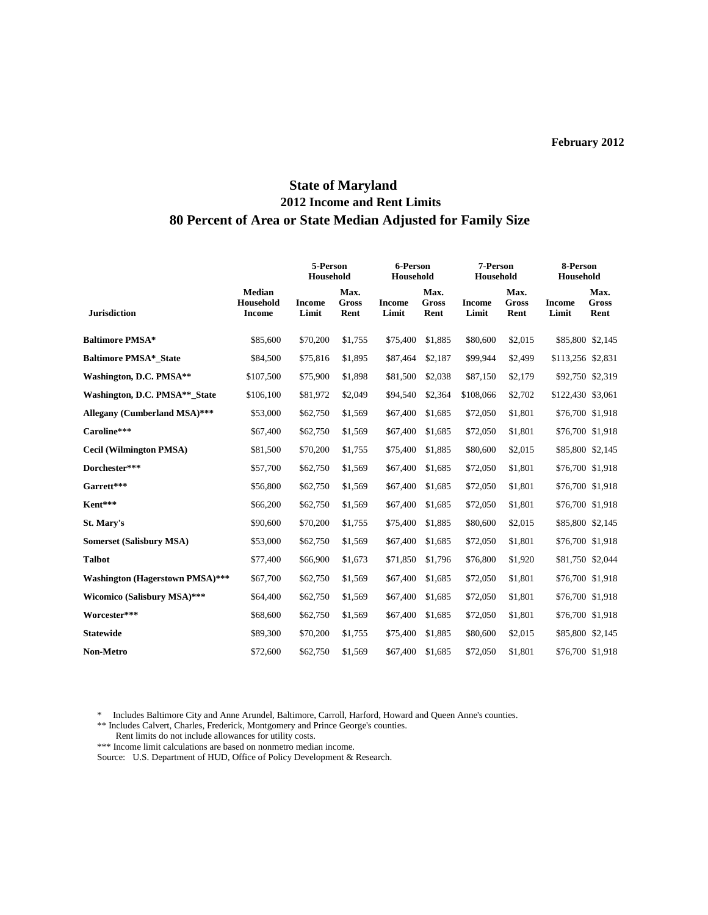February 2012

# State of Maryland
## 2012 Income and Rent Limits
## 80 Percent of Area or State Median Adjusted for Family Size

| | | 5-Person Household | | 6-Person Household | | 7-Person Household | | 8-Person Household | |
|---|---|---|---|---|---|---|---|---|---|
| **Jurisdiction** | **Median Household Income** | **Income Limit** | **Max. Gross Rent** | **Income Limit** | **Max. Gross Rent** | **Income Limit** | **Max. Gross Rent** | **Income Limit** | **Max. Gross Rent** |
| **Baltimore PMSA*** | $85,600 | $70,200 | $1,755 | $75,400 | $1,885 | $80,600 | $2,015 | $85,800 | $2,145 |
| **Baltimore PMSA*_State** | $84,500 | $75,816 | $1,895 | $87,464 | $2,187 | $99,944 | $2,499 | $113,256 | $2,831 |
| **Washington, D.C. PMSA**** | $107,500 | $75,900 | $1,898 | $81,500 | $2,038 | $87,150 | $2,179 | $92,750 | $2,319 |
| **Washington, D.C. PMSA**_State** | $106,100 | $81,972 | $2,049 | $94,540 | $2,364 | $108,066 | $2,702 | $122,430 | $3,061 |
| **Allegany (Cumberland MSA)***** | $53,000 | $62,750 | $1,569 | $67,400 | $1,685 | $72,050 | $1,801 | $76,700 | $1,918 |
| **Caroline***** | $67,400 | $62,750 | $1,569 | $67,400 | $1,685 | $72,050 | $1,801 | $76,700 | $1,918 |
| **Cecil (Wilmington PMSA)** | $81,500 | $70,200 | $1,755 | $75,400 | $1,885 | $80,600 | $2,015 | $85,800 | $2,145 |
| **Dorchester***** | $57,700 | $62,750 | $1,569 | $67,400 | $1,685 | $72,050 | $1,801 | $76,700 | $1,918 |
| **Garrett***** | $56,800 | $62,750 | $1,569 | $67,400 | $1,685 | $72,050 | $1,801 | $76,700 | $1,918 |
| **Kent***** | $66,200 | $62,750 | $1,569 | $67,400 | $1,685 | $72,050 | $1,801 | $76,700 | $1,918 |
| **St. Mary's** | $90,600 | $70,200 | $1,755 | $75,400 | $1,885 | $80,600 | $2,015 | $85,800 | $2,145 |
| **Somerset (Salisbury MSA)** | $53,000 | $62,750 | $1,569 | $67,400 | $1,685 | $72,050 | $1,801 | $76,700 | $1,918 |
| **Talbot** | $77,400 | $66,900 | $1,673 | $71,850 | $1,796 | $76,800 | $1,920 | $81,750 | $2,044 |
| **Washington (Hagerstown PMSA)***** | $67,700 | $62,750 | $1,569 | $67,400 | $1,685 | $72,050 | $1,801 | $76,700 | $1,918 |
| **Wicomico (Salisbury MSA)***** | $64,400 | $62,750 | $1,569 | $67,400 | $1,685 | $72,050 | $1,801 | $76,700 | $1,918 |
| **Worcester***** | $68,600 | $62,750 | $1,569 | $67,400 | $1,685 | $72,050 | $1,801 | $76,700 | $1,918 |
| **Statewide** | $89,300 | $70,200 | $1,755 | $75,400 | $1,885 | $80,600 | $2,015 | $85,800 | $2,145 |
| **Non-Metro** | $72,600 | $62,750 | $1,569 | $67,400 | $1,685 | $72,050 | $1,801 | $76,700 | $1,918 |

\* Includes Baltimore City and Anne Arundel, Baltimore, Carroll, Harford, Howard and Queen Anne's counties.

** Includes Calvert, Charles, Frederick, Montgomery and Prince George's counties.

Rent limits do not include allowances for utility costs.

*** Income limit calculations are based on nonmetro median income.

Source: U.S. Department of HUD, Office of Policy Development & Research.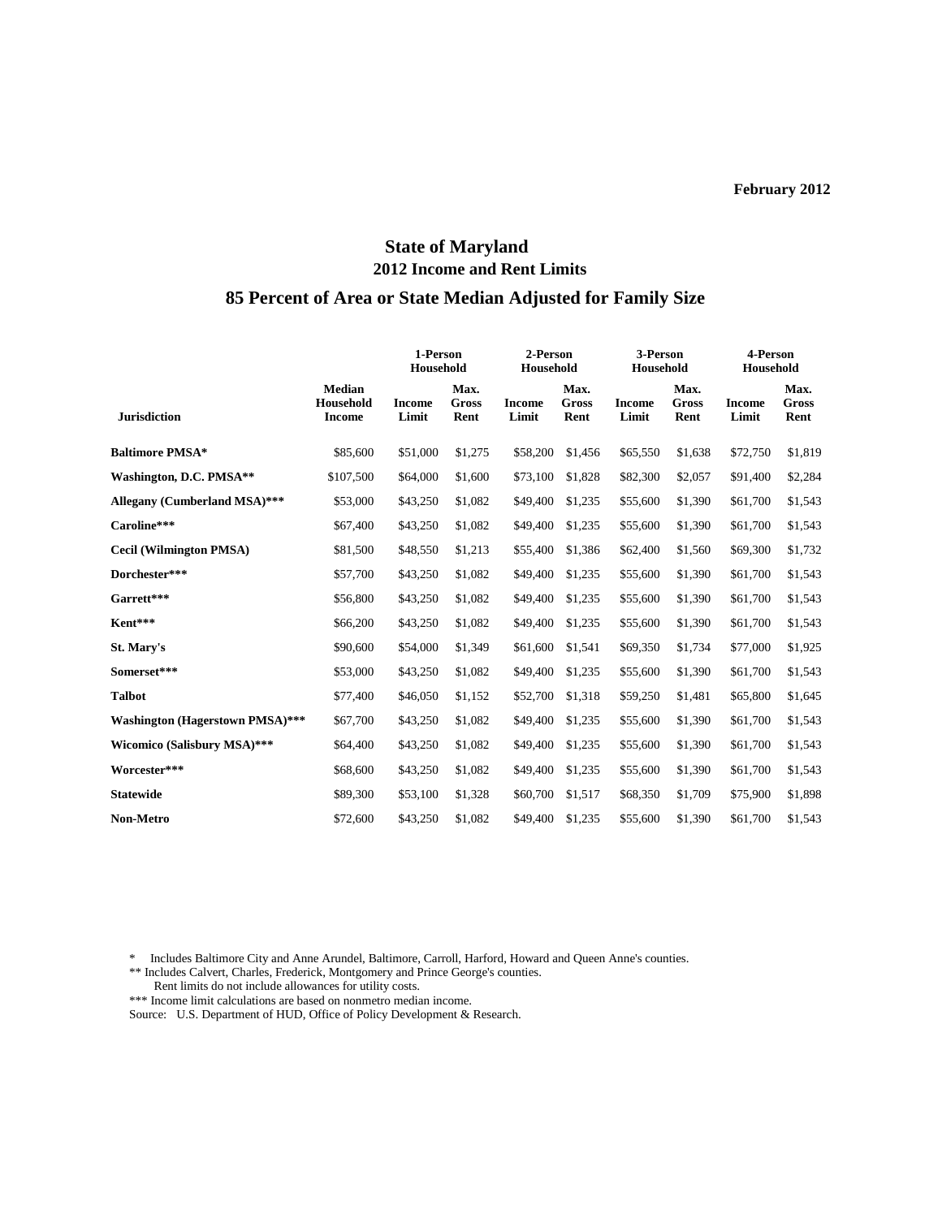February 2012

# State of Maryland

## 2012 Income and Rent Limits

## 85 Percent of Area or State Median Adjusted for Family Size

| Jurisdiction | Median Household Income | 1-Person Household | | 2-Person Household | | 3-Person Household | | 4-Person Household | |
|---|---|---|---|---|---|---|---|---|---|
| | | Income Limit | Max. Gross Rent | Income Limit | Max. Gross Rent | Income Limit | Max. Gross Rent | Income Limit | Max. Gross Rent |
| **Baltimore PMSA*** | $85,600 | $51,000 | $1,275 | $58,200 | $1,456 | $65,550 | $1,638 | $72,750 | $1,819 |
| **Washington, D.C. PMSA**** | $107,500 | $64,000 | $1,600 | $73,100 | $1,828 | $82,300 | $2,057 | $91,400 | $2,284 |
| **Allegany (Cumberland MSA)***** | $53,000 | $43,250 | $1,082 | $49,400 | $1,235 | $55,600 | $1,390 | $61,700 | $1,543 |
| **Caroline***** | $67,400 | $43,250 | $1,082 | $49,400 | $1,235 | $55,600 | $1,390 | $61,700 | $1,543 |
| **Cecil (Wilmington PMSA)** | $81,500 | $48,550 | $1,213 | $55,400 | $1,386 | $62,400 | $1,560 | $69,300 | $1,732 |
| **Dorchester***** | $57,700 | $43,250 | $1,082 | $49,400 | $1,235 | $55,600 | $1,390 | $61,700 | $1,543 |
| **Garrett***** | $56,800 | $43,250 | $1,082 | $49,400 | $1,235 | $55,600 | $1,390 | $61,700 | $1,543 |
| **Kent***** | $66,200 | $43,250 | $1,082 | $49,400 | $1,235 | $55,600 | $1,390 | $61,700 | $1,543 |
| **St. Mary's** | $90,600 | $54,000 | $1,349 | $61,600 | $1,541 | $69,350 | $1,734 | $77,000 | $1,925 |
| **Somerset***** | $53,000 | $43,250 | $1,082 | $49,400 | $1,235 | $55,600 | $1,390 | $61,700 | $1,543 |
| **Talbot** | $77,400 | $46,050 | $1,152 | $52,700 | $1,318 | $59,250 | $1,481 | $65,800 | $1,645 |
| **Washington (Hagerstown PMSA)***** | $67,700 | $43,250 | $1,082 | $49,400 | $1,235 | $55,600 | $1,390 | $61,700 | $1,543 |
| **Wicomico (Salisbury MSA)***** | $64,400 | $43,250 | $1,082 | $49,400 | $1,235 | $55,600 | $1,390 | $61,700 | $1,543 |
| **Worcester***** | $68,600 | $43,250 | $1,082 | $49,400 | $1,235 | $55,600 | $1,390 | $61,700 | $1,543 |
| **Statewide** | $89,300 | $53,100 | $1,328 | $60,700 | $1,517 | $68,350 | $1,709 | $75,900 | $1,898 |
| **Non-Metro** | $72,600 | $43,250 | $1,082 | $49,400 | $1,235 | $55,600 | $1,390 | $61,700 | $1,543 |

\* Includes Baltimore City and Anne Arundel, Baltimore, Carroll, Harford, Howard and Queen Anne's counties.

** Includes Calvert, Charles, Frederick, Montgomery and Prince George's counties.

Rent limits do not include allowances for utility costs.

*** Income limit calculations are based on nonmetro median income.

Source: U.S. Department of HUD, Office of Policy Development & Research.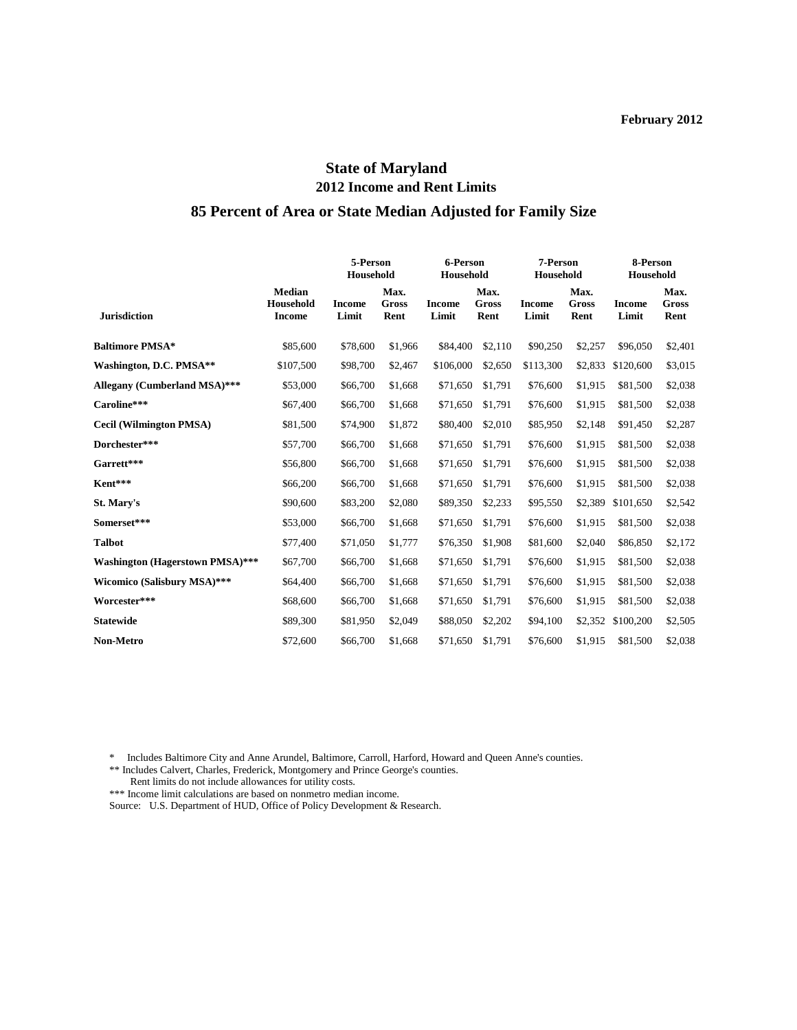February 2012

# State of Maryland
## 2012 Income and Rent Limits
## 85 Percent of Area or State Median Adjusted for Family Size

| Jurisdiction | Median Household Income | 5-Person Household Income Limit | 5-Person Household Max. Gross Rent | 6-Person Household Income Limit | 6-Person Household Max. Gross Rent | 7-Person Household Income Limit | 7-Person Household Max. Gross Rent | 8-Person Household Income Limit | 8-Person Household Max. Gross Rent |
|---|---|---|---|---|---|---|---|---|---|
| **Baltimore PMSA*** | $85,600 | $78,600 | $1,966 | $84,400 | $2,110 | $90,250 | $2,257 | $96,050 | $2,401 |
| **Washington, D.C. PMSA**** | $107,500 | $98,700 | $2,467 | $106,000 | $2,650 | $113,300 | $2,833 | $120,600 | $3,015 |
| **Allegany (Cumberland MSA)***** | $53,000 | $66,700 | $1,668 | $71,650 | $1,791 | $76,600 | $1,915 | $81,500 | $2,038 |
| **Caroline***** | $67,400 | $66,700 | $1,668 | $71,650 | $1,791 | $76,600 | $1,915 | $81,500 | $2,038 |
| **Cecil (Wilmington PMSA)** | $81,500 | $74,900 | $1,872 | $80,400 | $2,010 | $85,950 | $2,148 | $91,450 | $2,287 |
| **Dorchester***** | $57,700 | $66,700 | $1,668 | $71,650 | $1,791 | $76,600 | $1,915 | $81,500 | $2,038 |
| **Garrett***** | $56,800 | $66,700 | $1,668 | $71,650 | $1,791 | $76,600 | $1,915 | $81,500 | $2,038 |
| **Kent***** | $66,200 | $66,700 | $1,668 | $71,650 | $1,791 | $76,600 | $1,915 | $81,500 | $2,038 |
| **St. Mary's** | $90,600 | $83,200 | $2,080 | $89,350 | $2,233 | $95,550 | $2,389 | $101,650 | $2,542 |
| **Somerset***** | $53,000 | $66,700 | $1,668 | $71,650 | $1,791 | $76,600 | $1,915 | $81,500 | $2,038 |
| **Talbot** | $77,400 | $71,050 | $1,777 | $76,350 | $1,908 | $81,600 | $2,040 | $86,850 | $2,172 |
| **Washington (Hagerstown PMSA)***** | $67,700 | $66,700 | $1,668 | $71,650 | $1,791 | $76,600 | $1,915 | $81,500 | $2,038 |
| **Wicomico (Salisbury MSA)***** | $64,400 | $66,700 | $1,668 | $71,650 | $1,791 | $76,600 | $1,915 | $81,500 | $2,038 |
| **Worcester***** | $68,600 | $66,700 | $1,668 | $71,650 | $1,791 | $76,600 | $1,915 | $81,500 | $2,038 |
| **Statewide** | $89,300 | $81,950 | $2,049 | $88,050 | $2,202 | $94,100 | $2,352 | $100,200 | $2,505 |
| **Non-Metro** | $72,600 | $66,700 | $1,668 | $71,650 | $1,791 | $76,600 | $1,915 | $81,500 | $2,038 |

\* Includes Baltimore City and Anne Arundel, Baltimore, Carroll, Harford, Howard and Queen Anne's counties.
** Includes Calvert, Charles, Frederick, Montgomery and Prince George's counties.
Rent limits do not include allowances for utility costs.
*** Income limit calculations are based on nonmetro median income.
Source: U.S. Department of HUD, Office of Policy Development & Research.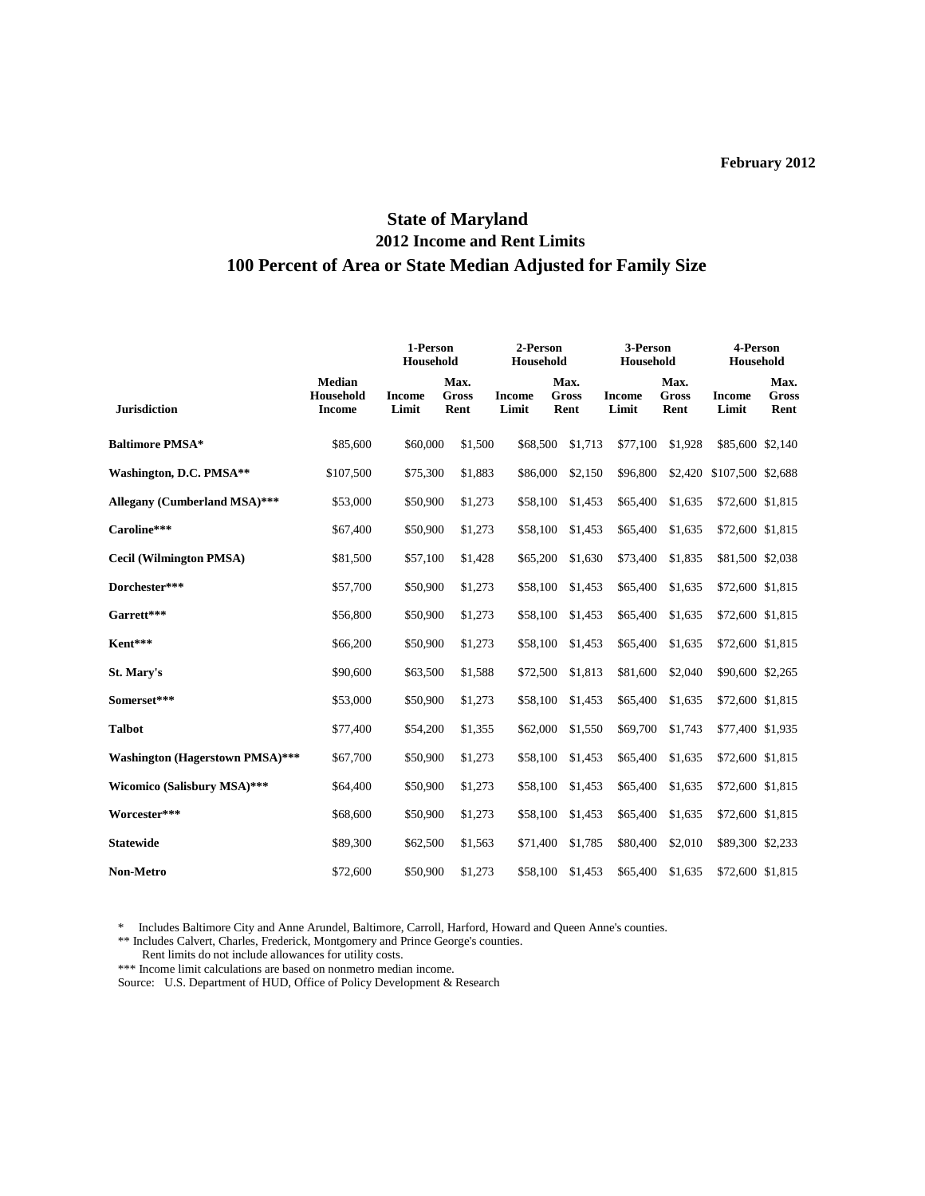February 2012

# State of Maryland
## 2012 Income and Rent Limits
## 100 Percent of Area or State Median Adjusted for Family Size

| | | 1-Person Household | | 2-Person Household | | 3-Person Household | | 4-Person Household | |
|---|---|---|---|---|---|---|---|---|---|
| **Jurisdiction** | **Median Household Income** | **Income Limit** | **Max. Gross Rent** | **Income Limit** | **Max. Gross Rent** | **Income Limit** | **Max. Gross Rent** | **Income Limit** | **Max. Gross Rent** |
| **Baltimore PMSA*** | $85,600 | $60,000 | $1,500 | $68,500 | $1,713 | $77,100 | $1,928 | $85,600 | $2,140 |
| **Washington, D.C. PMSA**** | $107,500 | $75,300 | $1,883 | $86,000 | $2,150 | $96,800 | $2,420 | $107,500 | $2,688 |
| **Allegany (Cumberland MSA)***** | $53,000 | $50,900 | $1,273 | $58,100 | $1,453 | $65,400 | $1,635 | $72,600 | $1,815 |
| **Caroline***** | $67,400 | $50,900 | $1,273 | $58,100 | $1,453 | $65,400 | $1,635 | $72,600 | $1,815 |
| **Cecil (Wilmington PMSA)** | $81,500 | $57,100 | $1,428 | $65,200 | $1,630 | $73,400 | $1,835 | $81,500 | $2,038 |
| **Dorchester***** | $57,700 | $50,900 | $1,273 | $58,100 | $1,453 | $65,400 | $1,635 | $72,600 | $1,815 |
| **Garrett***** | $56,800 | $50,900 | $1,273 | $58,100 | $1,453 | $65,400 | $1,635 | $72,600 | $1,815 |
| **Kent***** | $66,200 | $50,900 | $1,273 | $58,100 | $1,453 | $65,400 | $1,635 | $72,600 | $1,815 |
| **St. Mary's** | $90,600 | $63,500 | $1,588 | $72,500 | $1,813 | $81,600 | $2,040 | $90,600 | $2,265 |
| **Somerset***** | $53,000 | $50,900 | $1,273 | $58,100 | $1,453 | $65,400 | $1,635 | $72,600 | $1,815 |
| **Talbot** | $77,400 | $54,200 | $1,355 | $62,000 | $1,550 | $69,700 | $1,743 | $77,400 | $1,935 |
| **Washington (Hagerstown PMSA)***** | $67,700 | $50,900 | $1,273 | $58,100 | $1,453 | $65,400 | $1,635 | $72,600 | $1,815 |
| **Wicomico (Salisbury MSA)***** | $64,400 | $50,900 | $1,273 | $58,100 | $1,453 | $65,400 | $1,635 | $72,600 | $1,815 |
| **Worcester***** | $68,600 | $50,900 | $1,273 | $58,100 | $1,453 | $65,400 | $1,635 | $72,600 | $1,815 |
| **Statewide** | $89,300 | $62,500 | $1,563 | $71,400 | $1,785 | $80,400 | $2,010 | $89,300 | $2,233 |
| **Non-Metro** | $72,600 | $50,900 | $1,273 | $58,100 | $1,453 | $65,400 | $1,635 | $72,600 | $1,815 |

\* Includes Baltimore City and Anne Arundel, Baltimore, Carroll, Harford, Howard and Queen Anne's counties.

** Includes Calvert, Charles, Frederick, Montgomery and Prince George's counties.

Rent limits do not include allowances for utility costs.

*** Income limit calculations are based on nonmetro median income.

Source: U.S. Department of HUD, Office of Policy Development & Research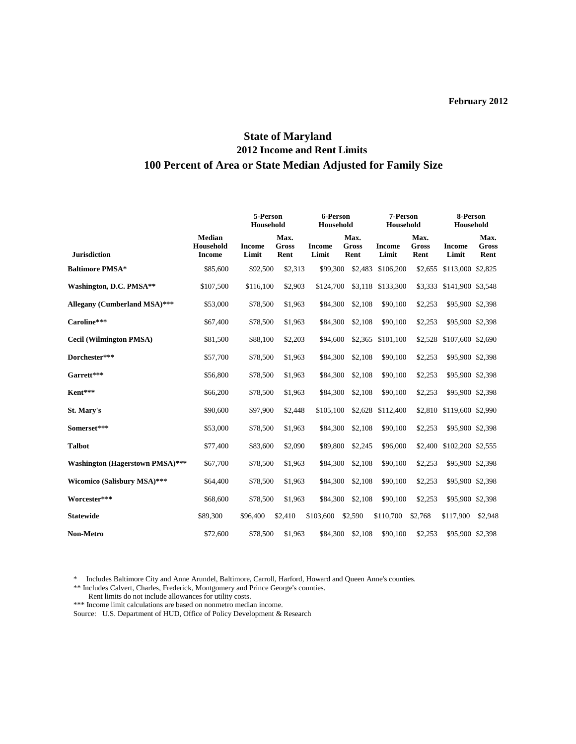February 2012

# State of Maryland
## 2012 Income and Rent Limits
## 100 Percent of Area or State Median Adjusted for Family Size

| | | 5-Person Household | | 6-Person Household | | 7-Person Household | | 8-Person Household | |
|---|---|---|---|---|---|---|---|---|---|
| Jurisdiction | Median Household Income | Income Limit | Max. Gross Rent | Income Limit | Max. Gross Rent | Income Limit | Max. Gross Rent | Income Limit | Max. Gross Rent |
| **Baltimore PMSA*** | $85,600 | $92,500 | $2,313 | $99,300 | $2,483 | $106,200 | $2,655 | $113,000 | $2,825 |
| **Washington, D.C. PMSA**** | $107,500 | $116,100 | $2,903 | $124,700 | $3,118 | $133,300 | $3,333 | $141,900 | $3,548 |
| **Allegany (Cumberland MSA)***** | $53,000 | $78,500 | $1,963 | $84,300 | $2,108 | $90,100 | $2,253 | $95,900 | $2,398 |
| **Caroline***** | $67,400 | $78,500 | $1,963 | $84,300 | $2,108 | $90,100 | $2,253 | $95,900 | $2,398 |
| **Cecil (Wilmington PMSA)** | $81,500 | $88,100 | $2,203 | $94,600 | $2,365 | $101,100 | $2,528 | $107,600 | $2,690 |
| **Dorchester***** | $57,700 | $78,500 | $1,963 | $84,300 | $2,108 | $90,100 | $2,253 | $95,900 | $2,398 |
| **Garrett***** | $56,800 | $78,500 | $1,963 | $84,300 | $2,108 | $90,100 | $2,253 | $95,900 | $2,398 |
| **Kent***** | $66,200 | $78,500 | $1,963 | $84,300 | $2,108 | $90,100 | $2,253 | $95,900 | $2,398 |
| **St. Mary's** | $90,600 | $97,900 | $2,448 | $105,100 | $2,628 | $112,400 | $2,810 | $119,600 | $2,990 |
| **Somerset***** | $53,000 | $78,500 | $1,963 | $84,300 | $2,108 | $90,100 | $2,253 | $95,900 | $2,398 |
| **Talbot** | $77,400 | $83,600 | $2,090 | $89,800 | $2,245 | $96,000 | $2,400 | $102,200 | $2,555 |
| **Washington (Hagerstown PMSA)***** | $67,700 | $78,500 | $1,963 | $84,300 | $2,108 | $90,100 | $2,253 | $95,900 | $2,398 |
| **Wicomico (Salisbury MSA)***** | $64,400 | $78,500 | $1,963 | $84,300 | $2,108 | $90,100 | $2,253 | $95,900 | $2,398 |
| **Worcester***** | $68,600 | $78,500 | $1,963 | $84,300 | $2,108 | $90,100 | $2,253 | $95,900 | $2,398 |
| **Statewide** | $89,300 | $96,400 | $2,410 | $103,600 | $2,590 | $110,700 | $2,768 | $117,900 | $2,948 |
| **Non-Metro** | $72,600 | $78,500 | $1,963 | $84,300 | $2,108 | $90,100 | $2,253 | $95,900 | $2,398 |

* Includes Baltimore City and Anne Arundel, Baltimore, Carroll, Harford, Howard and Queen Anne's counties.

** Includes Calvert, Charles, Frederick, Montgomery and Prince George's counties.

Rent limits do not include allowances for utility costs.

*** Income limit calculations are based on nonmetro median income.

Source: U.S. Department of HUD, Office of Policy Development & Research